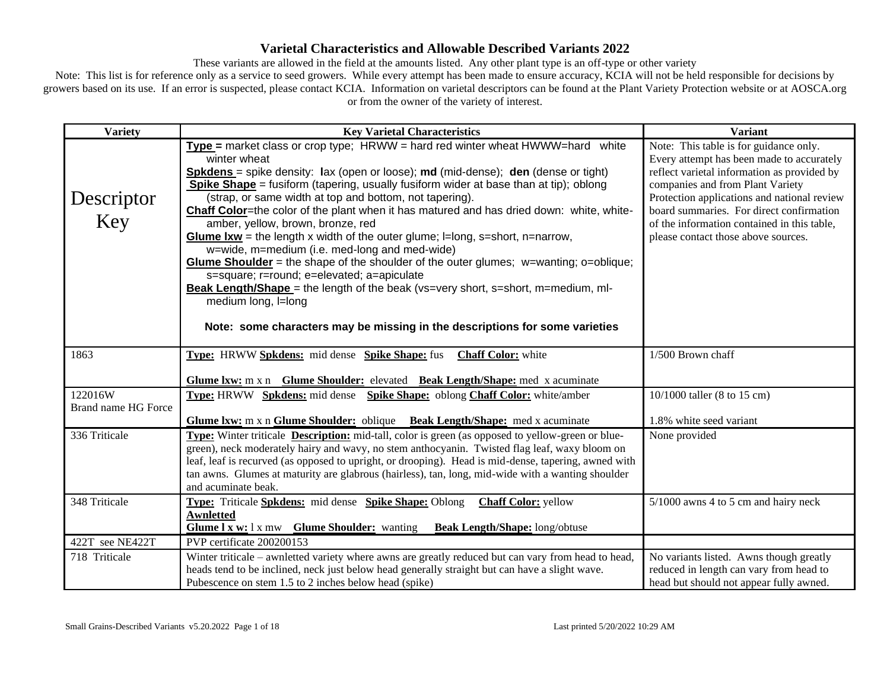# Varietal Characteristics and Allowable Described Variants 2022

These variants are allowed in the field at the amounts listed. Any other plant type is an off-type or other variety

Note: This list is for reference only as a service to seed growers. While every attempt has been made to ensure accuracy, KCIA will not be held responsible for decisions by growers based on its use. If an error is suspected, please contact KCIA. Information on varietal descriptors can be found at the Plant Variety Protection website or at AOSCA.org or from the owner of the variety of interest.

| Variety | Key Varietal Characteristics | Variant |
|---|---|---|
| Descriptor Key | **Type =** market class or crop type; HRWW = hard red winter wheat HWWW=hard white winter wheat<br>**Spkdens** = spike density: **l**ax (open or loose); **md** (mid-dense); **den** (dense or tight)<br>**Spike Shape** = fusiform (tapering, usually fusiform wider at base than at tip); oblong (strap, or same width at top and bottom, not tapering).<br>**Chaff Color**=the color of the plant when it has matured and has dried down: white, white-amber, yellow, brown, bronze, red<br>**Glume lxw** = the length x width of the outer glume; l=long, s=short, n=narrow, w=wide, m=medium (i.e. med-long and med-wide)<br>**Glume Shoulder** = the shape of the shoulder of the outer glumes; w=wanting; o=oblique; s=square; r=round; e=elevated; a=apiculate<br>**Beak Length/Shape** = the length of the beak (vs=very short, s=short, m=medium, ml-medium long, l=long<br><br>**Note: some characters may be missing in the descriptions for some varieties** | Note: This table is for guidance only. Every attempt has been made to accurately reflect varietal information as provided by companies and from Plant Variety Protection applications and national review board summaries. For direct confirmation of the information contained in this table, please contact those above sources. |
| 1863 | **Type:** HRWW **Spkdens:** mid dense **Spike Shape:** fus **Chaff Color:** white<br><br>**Glume lxw:** m x n **Glume Shoulder:** elevated **Beak Length/Shape:** med x acuminate | 1/500 Brown chaff |
| 122016W<br>Brand name HG Force | **Type:** HRWW **Spkdens:** mid dense **Spike Shape:** oblong **Chaff Color:** white/amber<br><br>**Glume lxw:** m x n **Glume Shoulder:** oblique **Beak Length/Shape:** med x acuminate | 10/1000 taller (8 to 15 cm)<br><br>1.8% white seed variant |
| 336 Triticale | **Type:** Winter triticale **Description:** mid-tall, color is green (as opposed to yellow-green or blue-green), neck moderately hairy and wavy, no stem anthocyanin. Twisted flag leaf, waxy bloom on leaf, leaf is recurved (as opposed to upright, or drooping). Head is mid-dense, tapering, awned with tan awns. Glumes at maturity are glabrous (hairless), tan, long, mid-wide with a wanting shoulder and acuminate beak. | None provided |
| 348 Triticale | **Type:** Triticale **Spkdens:** mid dense **Spike Shape:** Oblong **Chaff Color:** yellow<br>**Awnletted**<br>**Glume l x w:** l x mw **Glume Shoulder:** wanting **Beak Length/Shape:** long/obtuse | 5/1000 awns 4 to 5 cm and hairy neck |
| 422T see NE422T | PVP certificate 200200153 | |
| 718 Triticale | Winter triticale – awnletted variety where awns are greatly reduced but can vary from head to head, heads tend to be inclined, neck just below head generally straight but can have a slight wave. Pubescence on stem 1.5 to 2 inches below head (spike) | No variants listed. Awns though greatly reduced in length can vary from head to head but should not appear fully awned. |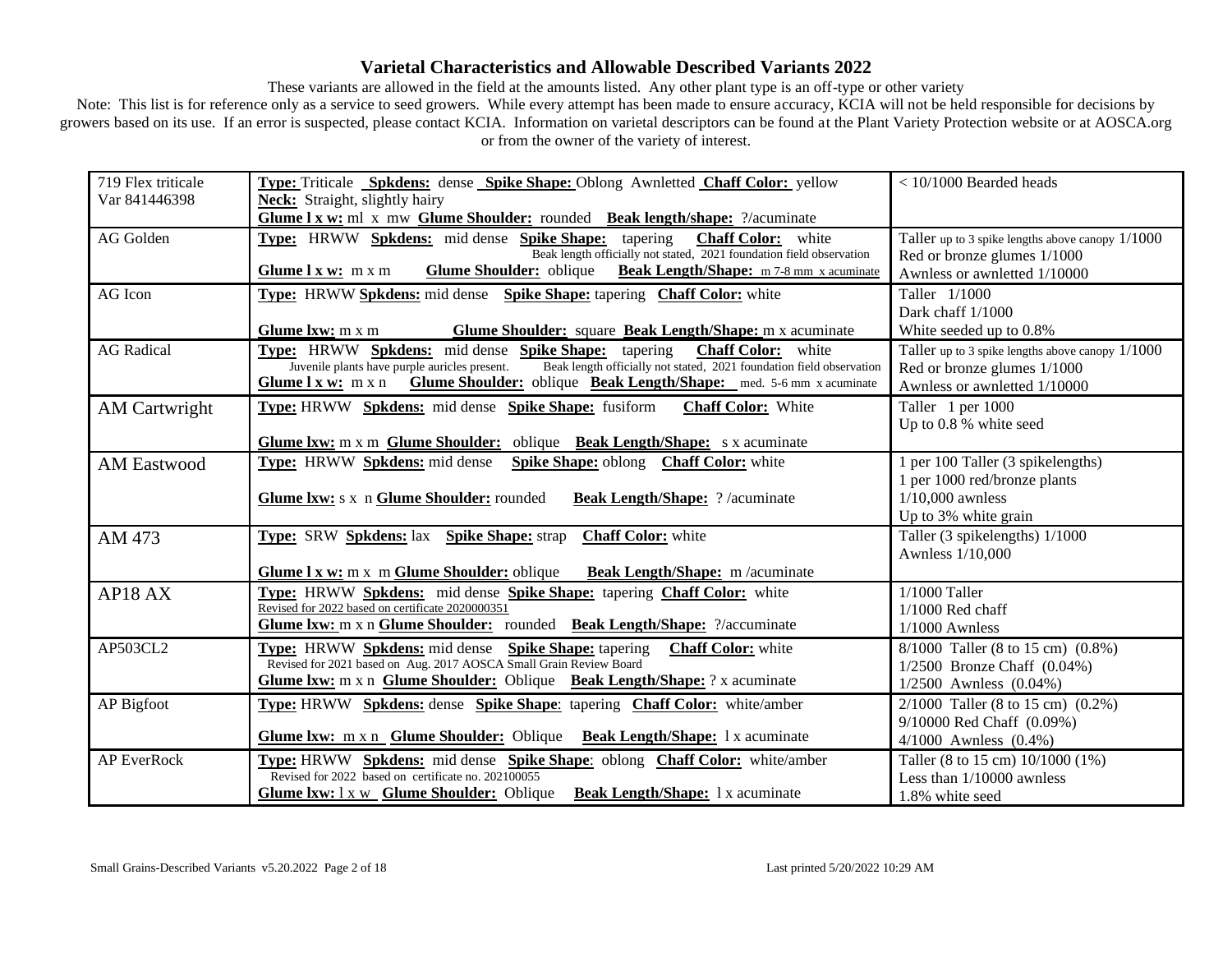# Varietal Characteristics and Allowable Described Variants 2022

These variants are allowed in the field at the amounts listed. Any other plant type is an off-type or other variety

Note: This list is for reference only as a service to seed growers. While every attempt has been made to ensure accuracy, KCIA will not be held responsible for decisions by growers based on its use. If an error is suspected, please contact KCIA. Information on varietal descriptors can be found at the Plant Variety Protection website or at AOSCA.org or from the owner of the variety of interest.

| Variety | Characteristics | Allowable Variants |
|---|---|---|
| 719 Flex triticale Var 841446398 | **Type:** Triticale **Spkdens:** dense **Spike Shape:** Oblong Awnletted **Chaff Color:** yellow<br>**Neck:** Straight, slightly hairy<br>**Glume l x w:** ml x mw **Glume Shoulder:** rounded **Beak length/shape:** ?/acuminate | < 10/1000 Bearded heads |
| AG Golden | **Type:** HRWW **Spkdens:** mid dense **Spike Shape:** tapering **Chaff Color:** white<br>Beak length officially not stated, 2021 foundation field observation<br>**Glume l x w:** m x m **Glume Shoulder:** oblique **Beak Length/Shape:** m 7-8 mm x acuminate | Taller up to 3 spike lengths above canopy 1/1000<br>Red or bronze glumes 1/1000<br>Awnless or awnletted 1/10000 |
| AG Icon | **Type:** HRWW **Spkdens:** mid dense **Spike Shape:** tapering **Chaff Color:** white<br>**Glume lxw:** m x m **Glume Shoulder:** square **Beak Length/Shape:** m x acuminate | Taller 1/1000<br>Dark chaff 1/1000<br>White seeded up to 0.8% |
| AG Radical | **Type:** HRWW **Spkdens:** mid dense **Spike Shape:** tapering **Chaff Color:** white<br>Juvenile plants have purple auricles present. Beak length officially not stated, 2021 foundation field observation<br>**Glume l x w:** m x n **Glume Shoulder:** oblique **Beak Length/Shape:** med. 5-6 mm x acuminate | Taller up to 3 spike lengths above canopy 1/1000<br>Red or bronze glumes 1/1000<br>Awnless or awnletted 1/10000 |
| AM Cartwright | **Type:** HRWW **Spkdens:** mid dense **Spike Shape:** fusiform **Chaff Color:** White<br>**Glume lxw:** m x m **Glume Shoulder:** oblique **Beak Length/Shape:** s x acuminate | Taller 1 per 1000<br>Up to 0.8 % white seed |
| AM Eastwood | **Type:** HRWW **Spkdens:** mid dense **Spike Shape:** oblong **Chaff Color:** white<br>**Glume lxw:** s x n **Glume Shoulder:** rounded **Beak Length/Shape:** ? /acuminate | 1 per 100 Taller (3 spikelengths)<br>1 per 1000 red/bronze plants<br>1/10,000 awnless<br>Up to 3% white grain |
| AM 473 | **Type:** SRW **Spkdens:** lax **Spike Shape:** strap **Chaff Color:** white<br>**Glume l x w:** m x m **Glume Shoulder:** oblique **Beak Length/Shape:** m /acuminate | Taller (3 spikelengths) 1/1000<br>Awnless 1/10,000 |
| AP18 AX | **Type:** HRWW **Spkdens:** mid dense **Spike Shape:** tapering **Chaff Color:** white<br>Revised for 2022 based on certificate 2020000351<br>**Glume lxw:** m x n **Glume Shoulder:** rounded **Beak Length/Shape:** ?/accuminate | 1/1000 Taller<br>1/1000 Red chaff<br>1/1000 Awnless |
| AP503CL2 | **Type:** HRWW **Spkdens:** mid dense **Spike Shape:** tapering **Chaff Color:** white<br>Revised for 2021 based on Aug. 2017 AOSCA Small Grain Review Board<br>**Glume lxw:** m x n **Glume Shoulder:** Oblique **Beak Length/Shape:** ? x acuminate | 8/1000 Taller (8 to 15 cm) (0.8%)<br>1/2500 Bronze Chaff (0.04%)<br>1/2500 Awnless (0.04%) |
| AP Bigfoot | **Type:** HRWW **Spkdens:** dense **Spike Shape**: tapering **Chaff Color:** white/amber<br>**Glume lxw:** m x n **Glume Shoulder:** Oblique **Beak Length/Shape:** l x acuminate | 2/1000 Taller (8 to 15 cm) (0.2%)<br>9/10000 Red Chaff (0.09%)<br>4/1000 Awnless (0.4%) |
| AP EverRock | **Type:** HRWW **Spkdens:** mid dense **Spike Shape**: oblong **Chaff Color:** white/amber<br>Revised for 2022 based on certificate no. 202100055<br>**Glume lxw:** l x w **Glume Shoulder:** Oblique **Beak Length/Shape:** l x acuminate | Taller (8 to 15 cm) 10/1000 (1%)<br>Less than 1/10000 awnless<br>1.8% white seed |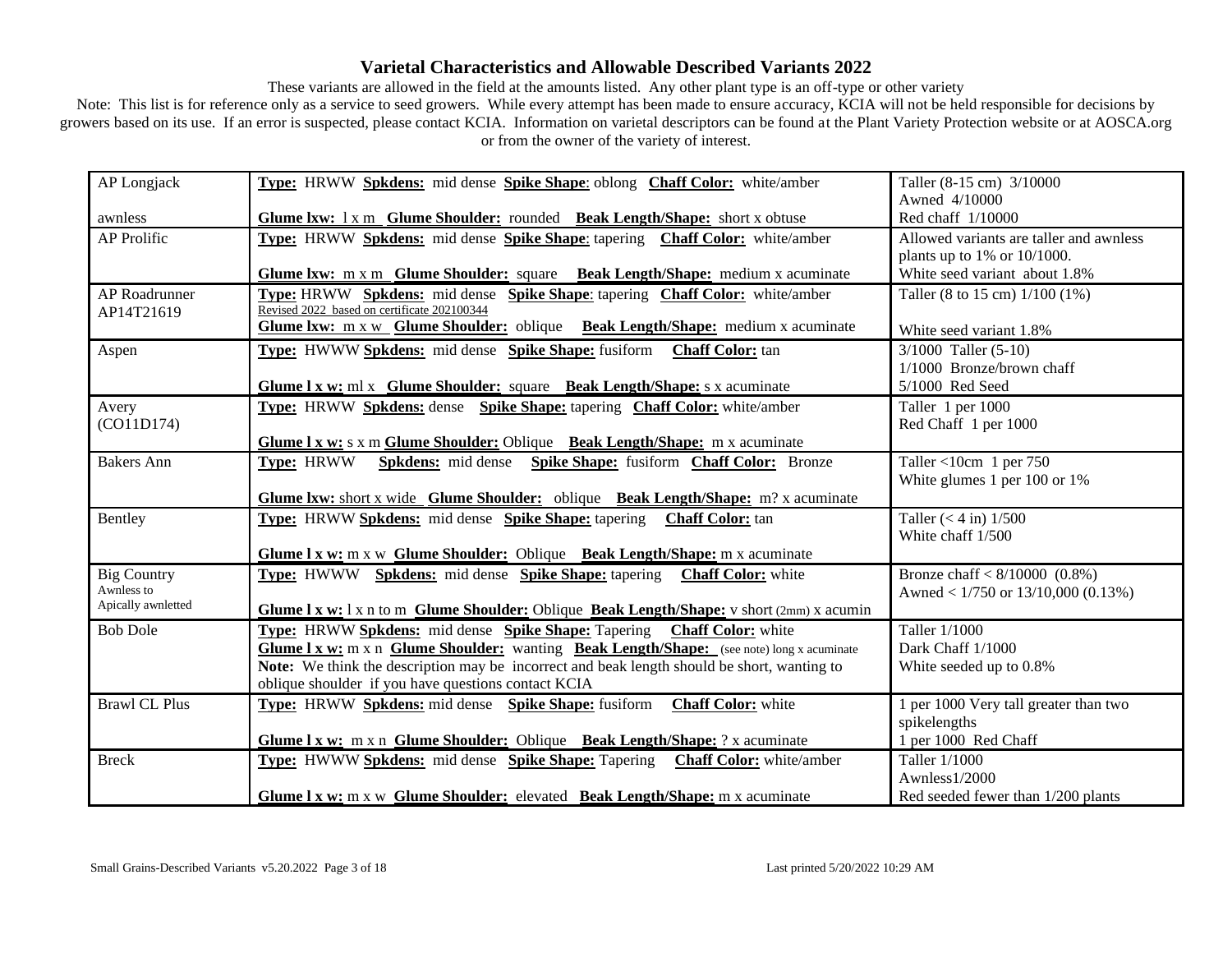# Varietal Characteristics and Allowable Described Variants 2022

These variants are allowed in the field at the amounts listed. Any other plant type is an off-type or other variety

Note: This list is for reference only as a service to seed growers. While every attempt has been made to ensure accuracy, KCIA will not be held responsible for decisions by growers based on its use. If an error is suspected, please contact KCIA. Information on varietal descriptors can be found at the Plant Variety Protection website or at AOSCA.org or from the owner of the variety of interest.

| Variety | Characteristics | Allowable Variants |
|---|---|---|
| AP Longjack<br><br>awnless | **Type:** HRWW **Spkdens:** mid dense **Spike Shape**: oblong **Chaff Color:** white/amber<br><br>**Glume lxw:** l x m **Glume Shoulder:** rounded **Beak Length/Shape:** short x obtuse | Taller (8-15 cm) 3/10000<br>Awned 4/10000<br>Red chaff 1/10000 |
| AP Prolific | **Type:** HRWW **Spkdens:** mid dense **Spike Shape**: tapering **Chaff Color:** white/amber<br><br>**Glume lxw:** m x m **Glume Shoulder:** square **Beak Length/Shape:** medium x acuminate | Allowed variants are taller and awnless plants up to 1% or 10/1000.<br>White seed variant about 1.8% |
| AP Roadrunner<br>AP14T21619 | **Type:** HRWW **Spkdens:** mid dense **Spike Shape**: tapering **Chaff Color:** white/amber<br>Revised 2022 based on certificate 202100344<br>**Glume lxw:** m x w **Glume Shoulder:** oblique **Beak Length/Shape:** medium x acuminate | Taller (8 to 15 cm) 1/100 (1%)<br><br>White seed variant 1.8% |
| Aspen | **Type:** HWWW **Spkdens:** mid dense **Spike Shape:** fusiform **Chaff Color:** tan<br><br>**Glume l x w:** ml x **Glume Shoulder:** square **Beak Length/Shape:** s x acuminate | 3/1000 Taller (5-10)<br>1/1000 Bronze/brown chaff<br>5/1000 Red Seed |
| Avery<br>(CO11D174) | **Type:** HRWW **Spkdens:** dense **Spike Shape:** tapering **Chaff Color:** white/amber<br><br>**Glume l x w:** s x m **Glume Shoulder:** Oblique **Beak Length/Shape:** m x acuminate | Taller 1 per 1000<br>Red Chaff 1 per 1000 |
| Bakers Ann | **Type:** HRWW **Spkdens:** mid dense **Spike Shape:** fusiform **Chaff Color:** Bronze<br><br>**Glume lxw:** short x wide **Glume Shoulder:** oblique **Beak Length/Shape:** m? x acuminate | Taller <10cm 1 per 750<br>White glumes 1 per 100 or 1% |
| Bentley | **Type:** HRWW **Spkdens:** mid dense **Spike Shape:** tapering **Chaff Color:** tan<br><br>**Glume l x w:** m x w **Glume Shoulder:** Oblique **Beak Length/Shape:** m x acuminate | Taller (< 4 in) 1/500<br>White chaff 1/500 |
| Big Country<br>Awnless to<br>Apically awnletted | **Type:** HWWW **Spkdens:** mid dense **Spike Shape:** tapering **Chaff Color:** white<br><br>**Glume l x w:** l x n to m **Glume Shoulder:** Oblique **Beak Length/Shape:** v short (2mm) x acumin | Bronze chaff < 8/10000 (0.8%)<br>Awned < 1/750 or 13/10,000 (0.13%) |
| Bob Dole | **Type:** HRWW **Spkdens:** mid dense **Spike Shape:** Tapering **Chaff Color:** white<br>**Glume l x w:** m x n **Glume Shoulder:** wanting **Beak Length/Shape:** (see note) long x acuminate<br>**Note:** We think the description may be incorrect and beak length should be short, wanting to oblique shoulder if you have questions contact KCIA | Taller 1/1000<br>Dark Chaff 1/1000<br>White seeded up to 0.8% |
| Brawl CL Plus | **Type:** HRWW **Spkdens:** mid dense **Spike Shape:** fusiform **Chaff Color:** white<br><br>**Glume l x w:** m x n **Glume Shoulder:** Oblique **Beak Length/Shape:** ? x acuminate | 1 per 1000 Very tall greater than two spikelengths<br>1 per 1000 Red Chaff |
| Breck | **Type:** HWWW **Spkdens:** mid dense **Spike Shape:** Tapering **Chaff Color:** white/amber<br><br>**Glume l x w:** m x w **Glume Shoulder:** elevated **Beak Length/Shape:** m x acuminate | Taller 1/1000<br>Awnless1/2000<br>Red seeded fewer than 1/200 plants |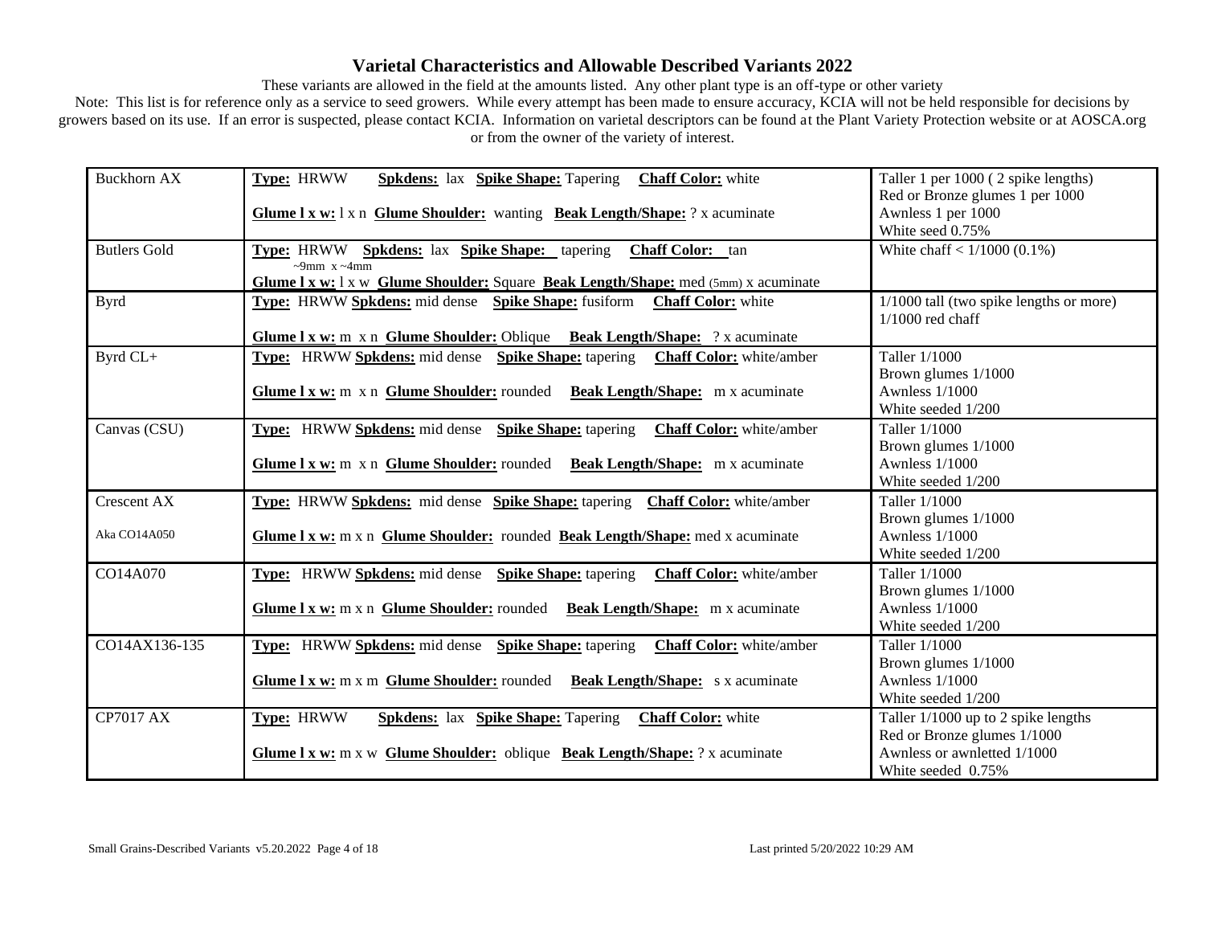## Varietal Characteristics and Allowable Described Variants 2022

These variants are allowed in the field at the amounts listed. Any other plant type is an off-type or other variety

Note: This list is for reference only as a service to seed growers. While every attempt has been made to ensure accuracy, KCIA will not be held responsible for decisions by growers based on its use. If an error is suspected, please contact KCIA. Information on varietal descriptors can be found at the Plant Variety Protection website or at AOSCA.org or from the owner of the variety of interest.

| Variety | Characteristics | Allowable Variants |
|---|---|---|
| Buckhorn AX | **Type:** HRWW **Spkdens:** lax **Spike Shape:** Tapering **Chaff Color:** white<br>**Glume l x w:** l x n **Glume Shoulder:** wanting **Beak Length/Shape:** ? x acuminate | Taller 1 per 1000 ( 2 spike lengths)<br>Red or Bronze glumes 1 per 1000<br>Awnless 1 per 1000<br>White seed 0.75% |
| Butlers Gold | **Type:** HRWW **Spkdens:** lax **Spike Shape:** tapering **Chaff Color:** tan<br>~9mm x ~4mm<br>**Glume l x w:** l x w **Glume Shoulder:** Square **Beak Length/Shape:** med (5mm) x acuminate | White chaff < 1/1000 (0.1%) |
| Byrd | **Type:** HRWW **Spkdens:** mid dense **Spike Shape:** fusiform **Chaff Color:** white<br>**Glume l x w:** m x n **Glume Shoulder:** Oblique **Beak Length/Shape:** ? x acuminate | 1/1000 tall (two spike lengths or more)<br>1/1000 red chaff |
| Byrd CL+ | **Type:** HRWW **Spkdens:** mid dense **Spike Shape:** tapering **Chaff Color:** white/amber<br>**Glume l x w:** m x n **Glume Shoulder:** rounded **Beak Length/Shape:** m x acuminate | Taller 1/1000<br>Brown glumes 1/1000<br>Awnless 1/1000<br>White seeded 1/200 |
| Canvas (CSU) | **Type:** HRWW **Spkdens:** mid dense **Spike Shape:** tapering **Chaff Color:** white/amber<br>**Glume l x w:** m x n **Glume Shoulder:** rounded **Beak Length/Shape:** m x acuminate | Taller 1/1000<br>Brown glumes 1/1000<br>Awnless 1/1000<br>White seeded 1/200 |
| Crescent AX<br>Aka CO14A050 | **Type:** HRWW **Spkdens:** mid dense **Spike Shape:** tapering **Chaff Color:** white/amber<br>**Glume l x w:** m x n **Glume Shoulder:** rounded **Beak Length/Shape:** med x acuminate | Taller 1/1000<br>Brown glumes 1/1000<br>Awnless 1/1000<br>White seeded 1/200 |
| CO14A070 | **Type:** HRWW **Spkdens:** mid dense **Spike Shape:** tapering **Chaff Color:** white/amber<br>**Glume l x w:** m x n **Glume Shoulder:** rounded **Beak Length/Shape:** m x acuminate | Taller 1/1000<br>Brown glumes 1/1000<br>Awnless 1/1000<br>White seeded 1/200 |
| CO14AX136-135 | **Type:** HRWW **Spkdens:** mid dense **Spike Shape:** tapering **Chaff Color:** white/amber<br>**Glume l x w:** m x m **Glume Shoulder:** rounded **Beak Length/Shape:** s x acuminate | Taller 1/1000<br>Brown glumes 1/1000<br>Awnless 1/1000<br>White seeded 1/200 |
| CP7017 AX | **Type:** HRWW **Spkdens:** lax **Spike Shape:** Tapering **Chaff Color:** white<br>**Glume l x w:** m x w **Glume Shoulder:** oblique **Beak Length/Shape:** ? x acuminate | Taller 1/1000 up to 2 spike lengths<br>Red or Bronze glumes 1/1000<br>Awnless or awnletted 1/1000<br>White seeded 0.75% |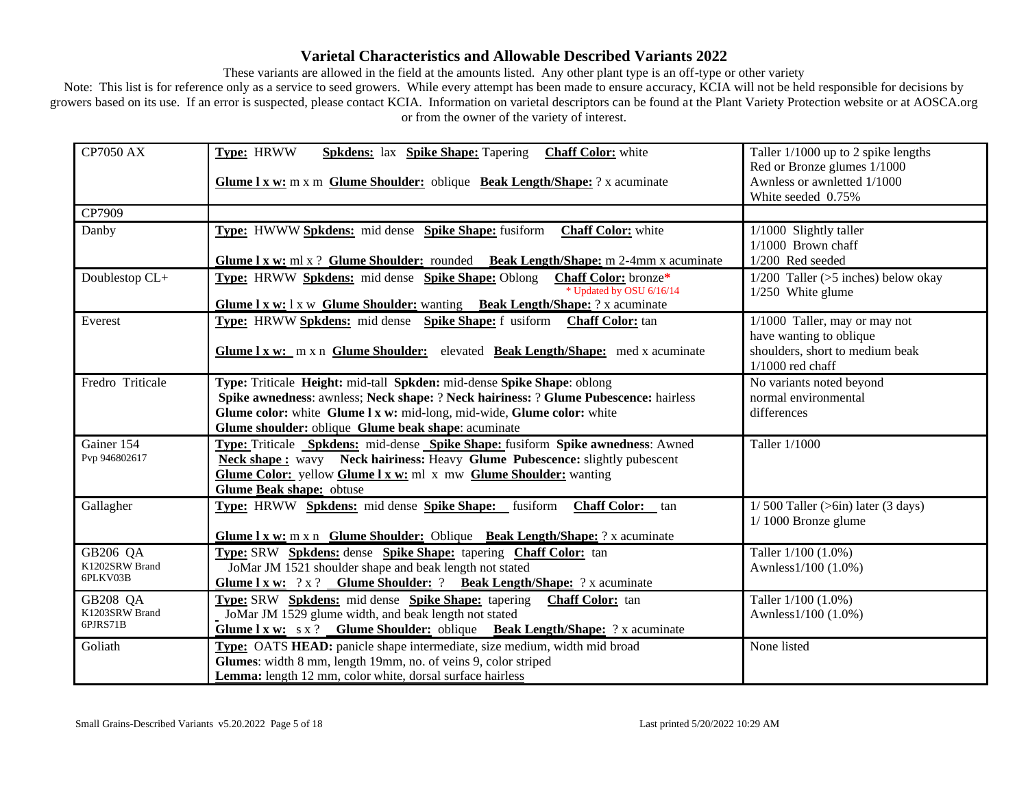# Varietal Characteristics and Allowable Described Variants 2022

These variants are allowed in the field at the amounts listed. Any other plant type is an off-type or other variety

Note: This list is for reference only as a service to seed growers. While every attempt has been made to ensure accuracy, KCIA will not be held responsible for decisions by growers based on its use. If an error is suspected, please contact KCIA. Information on varietal descriptors can be found at the Plant Variety Protection website or at AOSCA.org or from the owner of the variety of interest.

| | | |
|---|---|---|
| CP7050 AX | **Type:** HRWW **Spkdens:** lax **Spike Shape:** Tapering **Chaff Color:** white<br><br>**Glume l x w:** m x m **Glume Shoulder:** oblique **Beak Length/Shape:** ? x acuminate | Taller 1/1000 up to 2 spike lengths<br>Red or Bronze glumes 1/1000<br>Awnless or awnletted 1/1000<br>White seeded 0.75% |
| CP7909 | | |
| Danby | **Type:** HWWW **Spkdens:** mid dense **Spike Shape:** fusiform **Chaff Color:** white<br><br>**Glume l x w:** ml x ? **Glume Shoulder:** rounded **Beak Length/Shape:** m 2-4mm x acuminate | 1/1000 Slightly taller<br>1/1000 Brown chaff<br>1/200 Red seeded |
| Doublestop CL+ | **Type:** HRWW **Spkdens:** mid dense **Spike Shape:** Oblong **Chaff Color:** bronze*<br>* Updated by OSU 6/16/14<br>**Glume l x w:** l x w **Glume Shoulder:** wanting **Beak Length/Shape:** ? x acuminate | 1/200 Taller (>5 inches) below okay<br>1/250 White glume |
| Everest | **Type:** HRWW **Spkdens:** mid dense **Spike Shape:** f usiform **Chaff Color:** tan<br><br>**Glume l x w:** m x n **Glume Shoulder:** elevated **Beak Length/Shape:** med x acuminate | 1/1000 Taller, may or may not have wanting to oblique shoulders, short to medium beak<br>1/1000 red chaff |
| Fredro Triticale | **Type:** Triticale **Height:** mid-tall **Spkden:** mid-dense **Spike Shape**: oblong<br>**Spike awnedness**: awnless; **Neck shape:** ? **Neck hairiness:** ? **Glume Pubescence:** hairless<br>**Glume color:** white **Glume l x w:** mid-long, mid-wide, **Glume color:** white<br>**Glume shoulder:** oblique **Glume beak shape**: acuminate | No variants noted beyond normal environmental differences |
| Gainer 154<br>Pvp 946802617 | **Type:** Triticale **Spkdens:** mid-dense **Spike Shape:** fusiform **Spike awnedness**: Awned<br>**Neck shape :** wavy **Neck hairiness:** Heavy **Glume Pubescence:** slightly pubescent<br>**Glume Color:** yellow **Glume l x w:** ml x mw **Glume Shoulder:** wanting<br>**Glume Beak shape:** obtuse | Taller 1/1000 |
| Gallagher | **Type:** HRWW **Spkdens:** mid dense **Spike Shape:** fusiform **Chaff Color:** tan<br><br>**Glume l x w:** m x n **Glume Shoulder:** Oblique **Beak Length/Shape:** ? x acuminate | 1/ 500 Taller (>6in) later (3 days)<br>1/ 1000 Bronze glume |
| GB206 QA<br>K1202SRW Brand<br>6PLKV03B | **Type:** SRW **Spkdens:** dense **Spike Shape:** tapering **Chaff Color:** tan<br>JoMar JM 1521 shoulder shape and beak length not stated<br>**Glume l x w:** ? x ? **Glume Shoulder:** ? **Beak Length/Shape:** ? x acuminate | Taller 1/100 (1.0%)<br>Awnless1/100 (1.0%) |
| GB208 QA<br>K1203SRW Brand<br>6PJRS71B | **Type:** SRW **Spkdens:** mid dense **Spike Shape:** tapering **Chaff Color:** tan<br>JoMar JM 1529 glume width, and beak length not stated<br>**Glume l x w:** s x ? **Glume Shoulder:** oblique **Beak Length/Shape:** ? x acuminate | Taller 1/100 (1.0%)<br>Awnless1/100 (1.0%) |
| Goliath | **Type:** OATS **HEAD:** panicle shape intermediate, size medium, width mid broad<br>**Glumes**: width 8 mm, length 19mm, no. of veins 9, color striped<br>**Lemma:** length 12 mm, color white, dorsal surface hairless | None listed |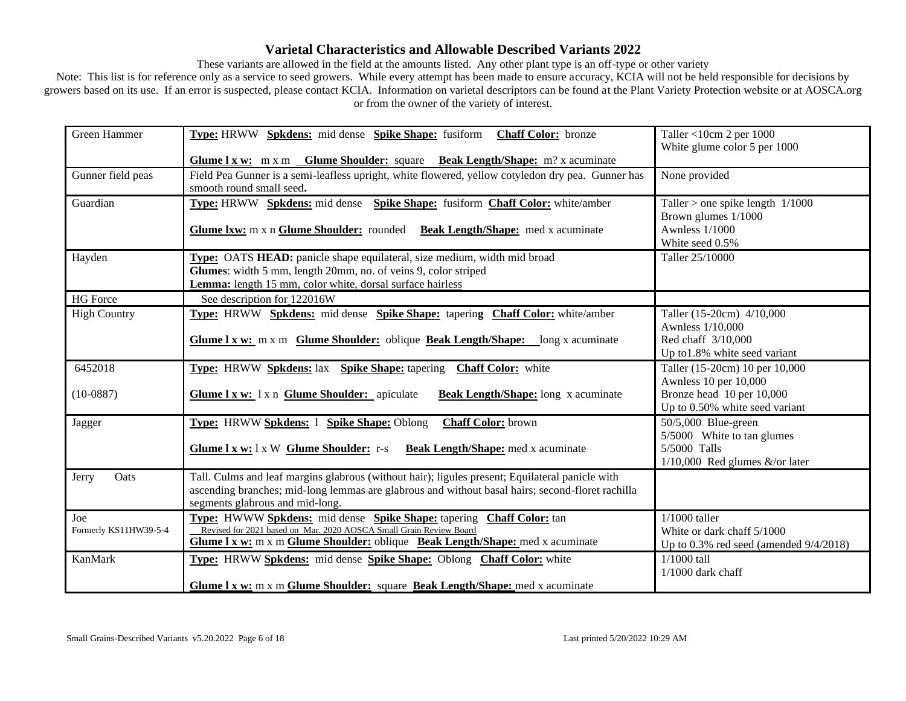# Varietal Characteristics and Allowable Described Variants 2022

These variants are allowed in the field at the amounts listed. Any other plant type is an off-type or other variety

Note: This list is for reference only as a service to seed growers. While every attempt has been made to ensure accuracy, KCIA will not be held responsible for decisions by growers based on its use. If an error is suspected, please contact KCIA. Information on varietal descriptors can be found at the Plant Variety Protection website or at AOSCA.org or from the owner of the variety of interest.

| Variety | Description | Allowable Variants |
|---|---|---|
| Green Hammer | **Type:** HRWW **Spkdens:** mid dense **Spike Shape:** fusiform **Chaff Color:** bronze<br>**Glume l x w:** m x m **Glume Shoulder:** square **Beak Length/Shape:** m? x acuminate | Taller <10cm 2 per 1000<br>White glume color 5 per 1000 |
| Gunner field peas | Field Pea Gunner is a semi-leafless upright, white flowered, yellow cotyledon dry pea. Gunner has smooth round small seed**.** | None provided |
| Guardian | **Type:** HRWW **Spkdens:** mid dense **Spike Shape:** fusiform **Chaff Color:** white/amber<br>**Glume lxw:** m x n **Glume Shoulder:** rounded **Beak Length/Shape:** med x acuminate | Taller > one spike length 1/1000<br>Brown glumes 1/1000<br>Awnless 1/1000<br>White seed 0.5% |
| Hayden | **Type:** OATS **HEAD:** panicle shape equilateral, size medium, width mid broad<br>**Glumes**: width 5 mm, length 20mm, no. of veins 9, color striped<br>**Lemma:** length 15 mm, color white, dorsal surface hairless | Taller 25/10000 |
| HG Force | See description for 122016W | |
| High Country | **Type:** HRWW **Spkdens:** mid dense **Spike Shape:** tapering **Chaff Color:** white/amber<br>**Glume l x w:** m x m **Glume Shoulder:** oblique **Beak Length/Shape:** long x acuminate | Taller (15-20cm) 4/10,000<br>Awnless 1/10,000<br>Red chaff 3/10,000<br>Up to1.8% white seed variant |
| 6452018<br>(10-0887) | **Type:** HRWW **Spkdens:** lax **Spike Shape:** tapering **Chaff Color:** white<br>**Glume l x w:** l x n **Glume Shoulder:** apiculate **Beak Length/Shape:** long x acuminate | Taller (15-20cm) 10 per 10,000<br>Awnless 10 per 10,000<br>Bronze head 10 per 10,000<br>Up to 0.50% white seed variant |
| Jagger | **Type:** HRWW **Spkdens:** l **Spike Shape:** Oblong **Chaff Color:** brown<br>**Glume l x w:** l x W **Glume Shoulder:** r-s **Beak Length/Shape:** med x acuminate | 50/5,000 Blue-green<br>5/5000 White to tan glumes<br>5/5000 Talls<br>1/10,000 Red glumes &/or later |
| Jerry Oats | Tall. Culms and leaf margins glabrous (without hair); ligules present; Equilateral panicle with ascending branches; mid-long lemmas are glabrous and without basal hairs; second-floret rachilla segments glabrous and mid-long. | |
| Joe<br>Formerly KS11HW39-5-4 | **Type:** HWWW **Spkdens:** mid dense **Spike Shape:** tapering **Chaff Color:** tan<br>Revised for 2021 based on Mar. 2020 AOSCA Small Grain Review Board<br>**Glume l x w:** m x m **Glume Shoulder:** oblique **Beak Length/Shape:** med x acuminate | 1/1000 taller<br>White or dark chaff 5/1000<br>Up to 0.3% red seed (amended 9/4/2018) |
| KanMark | **Type:** HRWW **Spkdens:** mid dense **Spike Shape:** Oblong **Chaff Color:** white<br>**Glume l x w:** m x m **Glume Shoulder:** square **Beak Length/Shape:** med x acuminate | 1/1000 tall<br>1/1000 dark chaff |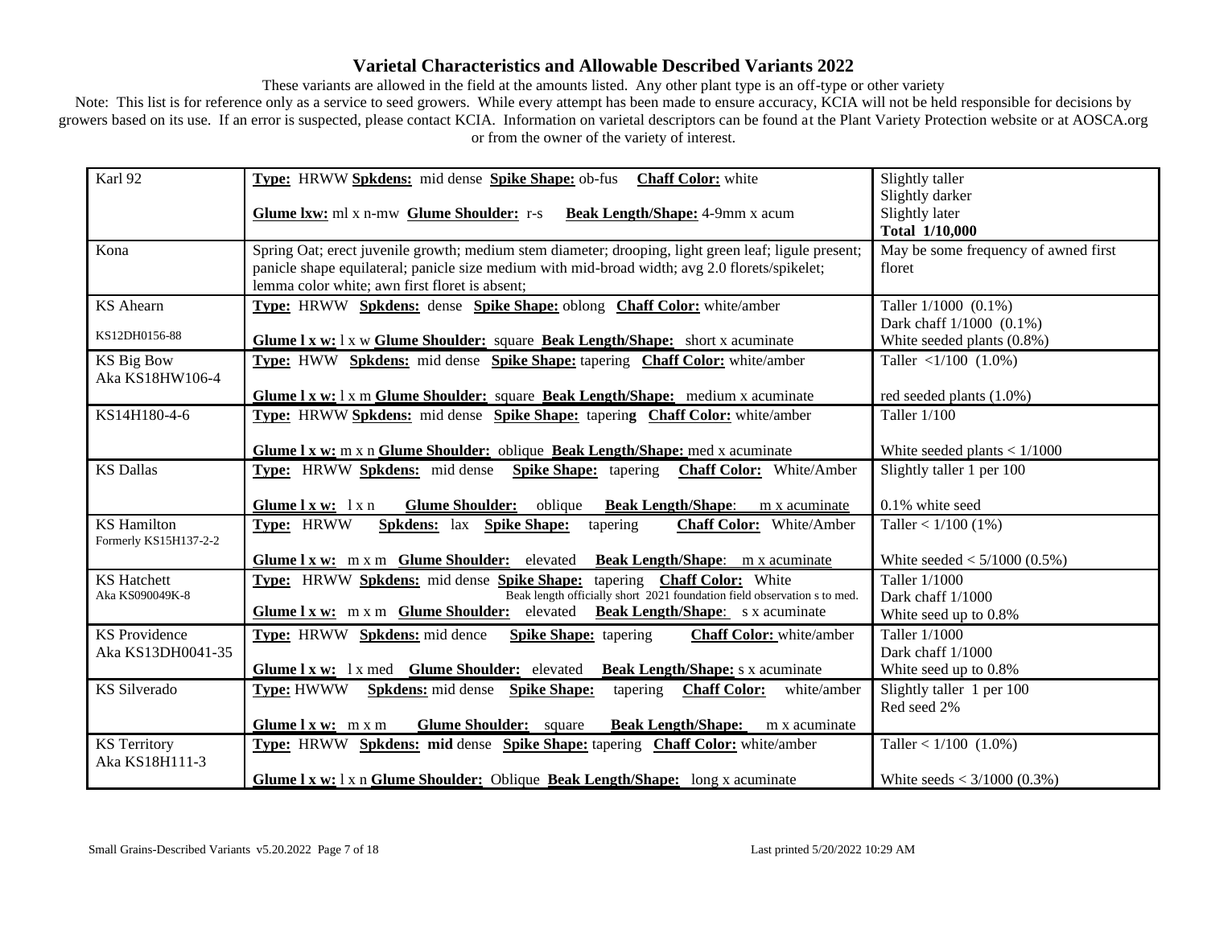# Varietal Characteristics and Allowable Described Variants 2022

These variants are allowed in the field at the amounts listed. Any other plant type is an off-type or other variety

Note: This list is for reference only as a service to seed growers. While every attempt has been made to ensure accuracy, KCIA will not be held responsible for decisions by growers based on its use. If an error is suspected, please contact KCIA. Information on varietal descriptors can be found at the Plant Variety Protection website or at AOSCA.org or from the owner of the variety of interest.

| Variety | Characteristics | Allowable Variants |
|---|---|---|
| Karl 92 | **Type:** HRWW **Spkdens:** mid dense **Spike Shape:** ob-fus **Chaff Color:** white<br>**Glume lxw:** ml x n-mw **Glume Shoulder:** r-s **Beak Length/Shape:** 4-9mm x acum | Slightly taller<br>Slightly darker<br>Slightly later<br>**Total 1/10,000** |
| Kona | Spring Oat; erect juvenile growth; medium stem diameter; drooping, light green leaf; ligule present; panicle shape equilateral; panicle size medium with mid-broad width; avg 2.0 florets/spikelet; lemma color white; awn first floret is absent; | May be some frequency of awned first floret |
| KS Ahearn<br>KS12DH0156-88 | **Type:** HRWW **Spkdens:** dense **Spike Shape:** oblong **Chaff Color:** white/amber<br>**Glume l x w:** l x w **Glume Shoulder:** square **Beak Length/Shape:** short x acuminate | Taller 1/1000 (0.1%)<br>Dark chaff 1/1000 (0.1%)<br>White seeded plants (0.8%) |
| KS Big Bow<br>Aka KS18HW106-4 | **Type:** HWW **Spkdens:** mid dense **Spike Shape:** tapering **Chaff Color:** white/amber<br>**Glume l x w:** l x m **Glume Shoulder:** square **Beak Length/Shape:** medium x acuminate | Taller <1/100 (1.0%)<br>red seeded plants (1.0%) |
| KS14H180-4-6 | **Type:** HRWW **Spkdens:** mid dense **Spike Shape:** tapering **Chaff Color:** white/amber<br>**Glume l x w:** m x n **Glume Shoulder:** oblique **Beak Length/Shape:** med x acuminate | Taller 1/100<br>White seeded plants < 1/1000 |
| KS Dallas | **Type:** HRWW **Spkdens:** mid dense **Spike Shape:** tapering **Chaff Color:** White/Amber<br>**Glume l x w:** l x n **Glume Shoulder:** oblique **Beak Length/Shape:** m x acuminate | Slightly taller 1 per 100<br>0.1% white seed |
| KS Hamilton<br>Formerly KS15H137-2-2 | **Type:** HRWW **Spkdens:** lax **Spike Shape:** tapering **Chaff Color:** White/Amber<br>**Glume l x w:** m x m **Glume Shoulder:** elevated **Beak Length/Shape:** m x acuminate | Taller < 1/100 (1%)<br>White seeded < 5/1000 (0.5%) |
| KS Hatchett<br>Aka KS090049K-8 | **Type:** HRWW **Spkdens:** mid dense **Spike Shape:** tapering **Chaff Color:** White<br>Beak length officially short 2021 foundation field observation s to med.<br>**Glume l x w:** m x m **Glume Shoulder:** elevated **Beak Length/Shape:** s x acuminate | Taller 1/1000<br>Dark chaff 1/1000<br>White seed up to 0.8% |
| KS Providence<br>Aka KS13DH0041-35 | **Type:** HRWW **Spkdens:** mid dence **Spike Shape:** tapering **Chaff Color:** white/amber<br>**Glume l x w:** l x med **Glume Shoulder:** elevated **Beak Length/Shape:** s x acuminate | Taller 1/1000<br>Dark chaff 1/1000<br>White seed up to 0.8% |
| KS Silverado | **Type:** HWWW **Spkdens:** mid dense **Spike Shape:** tapering **Chaff Color:** white/amber<br>**Glume l x w:** m x m **Glume Shoulder:** square **Beak Length/Shape:** m x acuminate | Slightly taller 1 per 100<br>Red seed 2% |
| KS Territory<br>Aka KS18H111-3 | **Type:** HRWW **Spkdens:** **mid** dense **Spike Shape:** tapering **Chaff Color:** white/amber<br>**Glume l x w:** l x n **Glume Shoulder:** Oblique **Beak Length/Shape:** long x acuminate | Taller < 1/100 (1.0%)<br>White seeds < 3/1000 (0.3%) |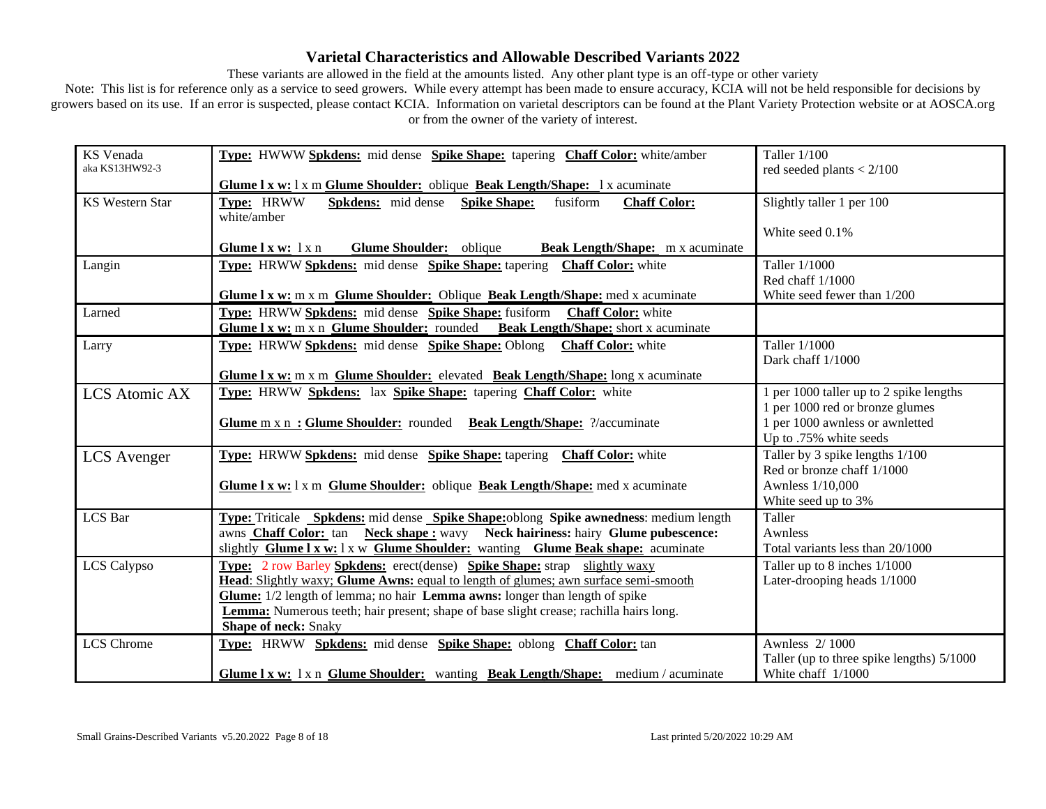# Varietal Characteristics and Allowable Described Variants 2022

These variants are allowed in the field at the amounts listed. Any other plant type is an off-type or other variety

Note: This list is for reference only as a service to seed growers. While every attempt has been made to ensure accuracy, KCIA will not be held responsible for decisions by growers based on its use. If an error is suspected, please contact KCIA. Information on varietal descriptors can be found at the Plant Variety Protection website or at AOSCA.org or from the owner of the variety of interest.

| | | |
|---|---|---|
| KS Venada<br>aka KS13HW92-3 | **Type:** HWWW **Spkdens:** mid dense **Spike Shape:** tapering **Chaff Color:** white/amber<br>**Glume l x w:** l x m **Glume Shoulder:** oblique **Beak Length/Shape:** l x acuminate | Taller 1/100<br>red seeded plants < 2/100 |
| KS Western Star | **Type:** HRWW **Spkdens:** mid dense **Spike Shape:** fusiform **Chaff Color:** white/amber<br>**Glume l x w:** l x n **Glume Shoulder:** oblique **Beak Length/Shape:** m x acuminate | Slightly taller 1 per 100<br>White seed 0.1% |
| Langin | **Type:** HRWW **Spkdens:** mid dense **Spike Shape:** tapering **Chaff Color:** white<br>**Glume l x w:** m x m **Glume Shoulder:** Oblique **Beak Length/Shape:** med x acuminate | Taller 1/1000<br>Red chaff 1/1000<br>White seed fewer than 1/200 |
| Larned | **Type:** HRWW **Spkdens:** mid dense **Spike Shape:** fusiform **Chaff Color:** white<br>**Glume l x w:** m x n **Glume Shoulder:** rounded **Beak Length/Shape:** short x acuminate | |
| Larry | **Type:** HRWW **Spkdens:** mid dense **Spike Shape:** Oblong **Chaff Color:** white<br>**Glume l x w:** m x m **Glume Shoulder:** elevated **Beak Length/Shape:** long x acuminate | Taller 1/1000<br>Dark chaff 1/1000 |
| LCS Atomic AX | **Type:** HRWW **Spkdens:** lax **Spike Shape:** tapering **Chaff Color:** white<br>**Glume** m x n **: Glume Shoulder:** rounded **Beak Length/Shape:** ?/acuminate | 1 per 1000 taller up to 2 spike lengths<br>1 per 1000 red or bronze glumes<br>1 per 1000 awnless or awnletted<br>Up to .75% white seeds |
| LCS Avenger | **Type:** HRWW **Spkdens:** mid dense **Spike Shape:** tapering **Chaff Color:** white<br>**Glume l x w:** l x m **Glume Shoulder:** oblique **Beak Length/Shape:** med x acuminate | Taller by 3 spike lengths 1/100<br>Red or bronze chaff 1/1000<br>Awnless 1/10,000<br>White seed up to 3% |
| LCS Bar | **Type:** Triticale **Spkdens:** mid dense **Spike Shape:** oblong **Spike awnedness**: medium length awns **Chaff Color:** tan **Neck shape :** wavy **Neck hairiness:** hairy **Glume pubescence:** slightly **Glume l x w:** l x w **Glume Shoulder:** wanting **Glume Beak shape:** acuminate | Taller<br>Awnless<br>Total variants less than 20/1000 |
| LCS Calypso | **Type:** 2 row Barley **Spkdens:** erect(dense) **Spike Shape:** strap slightly waxy<br>**Head**: Slightly waxy; **Glume Awns:** equal to length of glumes; awn surface semi-smooth<br>**Glume:** 1/2 length of lemma; no hair **Lemma awns:** longer than length of spike<br>**Lemma:** Numerous teeth; hair present; shape of base slight crease; rachilla hairs long.<br>**Shape of neck:** Snaky | Taller up to 8 inches 1/1000<br>Later-drooping heads 1/1000 |
| LCS Chrome | **Type:** HRWW **Spkdens:** mid dense **Spike Shape:** oblong **Chaff Color:** tan<br>**Glume l x w:** l x n **Glume Shoulder:** wanting **Beak Length/Shape:** medium / acuminate | Awnless 2/ 1000<br>Taller (up to three spike lengths) 5/1000<br>White chaff 1/1000 |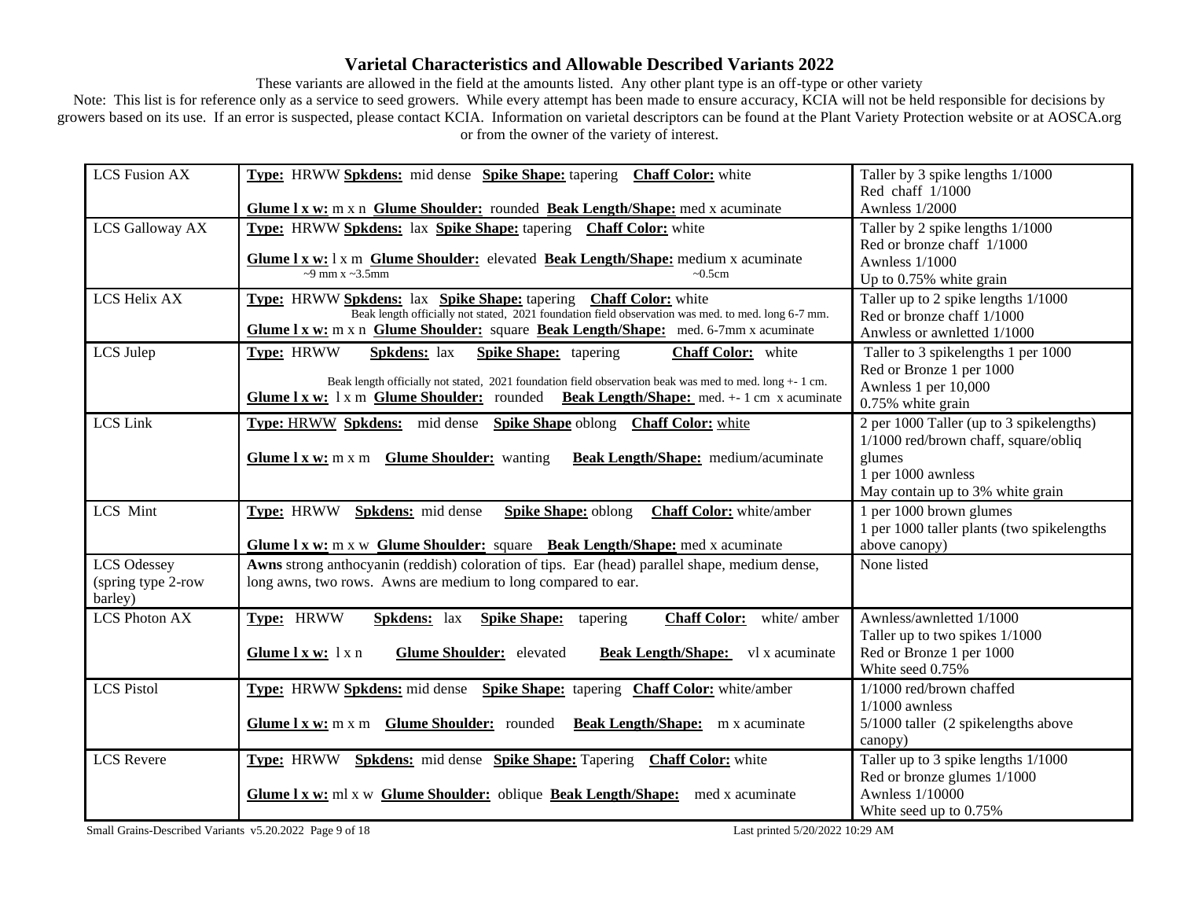# Varietal Characteristics and Allowable Described Variants 2022

These variants are allowed in the field at the amounts listed. Any other plant type is an off-type or other variety

Note: This list is for reference only as a service to seed growers. While every attempt has been made to ensure accuracy, KCIA will not be held responsible for decisions by growers based on its use. If an error is suspected, please contact KCIA. Information on varietal descriptors can be found at the Plant Variety Protection website or at AOSCA.org or from the owner of the variety of interest.

| Variety | Characteristics | Allowable Variants |
|---|---|---|
| LCS Fusion AX | **Type:** HRWW **Spkdens:** mid dense **Spike Shape:** tapering **Chaff Color:** white<br>**Glume l x w:** m x n **Glume Shoulder:** rounded **Beak Length/Shape:** med x acuminate | Taller by 3 spike lengths 1/1000<br>Red chaff 1/1000<br>Awnless 1/2000 |
| LCS Galloway AX | **Type:** HRWW **Spkdens:** lax **Spike Shape:** tapering **Chaff Color:** white<br>**Glume l x w:** l x m **Glume Shoulder:** elevated **Beak Length/Shape:** medium x acuminate<br>~9 mm x ~3.5mm ~0.5cm | Taller by 2 spike lengths 1/1000<br>Red or bronze chaff 1/1000<br>Awnless 1/1000<br>Up to 0.75% white grain |
| LCS Helix AX | **Type:** HRWW **Spkdens:** lax **Spike Shape:** tapering **Chaff Color:** white<br>Beak length officially not stated, 2021 foundation field observation was med. to med. long 6-7 mm.<br>**Glume l x w:** m x n **Glume Shoulder:** square **Beak Length/Shape:** med. 6-7mm x acuminate | Taller up to 2 spike lengths 1/1000<br>Red or bronze chaff 1/1000<br>Anwless or awnletted 1/1000 |
| LCS Julep | **Type:** HRWW **Spkdens:** lax **Spike Shape:** tapering **Chaff Color:** white<br>Beak length officially not stated, 2021 foundation field observation beak was med. to med. long +- 1 cm.<br>**Glume l x w:** l x m **Glume Shoulder:** rounded **Beak Length/Shape:** med. +- 1 cm x acuminate | Taller to 3 spikelengths 1 per 1000<br>Red or Bronze 1 per 1000<br>Awnless 1 per 10,000<br>0.75% white grain |
| LCS Link | **Type:** HRWW **Spkdens:** mid dense **Spike Shape** oblong **Chaff Color:** white<br>**Glume l x w:** m x m **Glume Shoulder:** wanting **Beak Length/Shape:** medium/acuminate | 2 per 1000 Taller (up to 3 spikelengths)<br>1/1000 red/brown chaff, square/obliq glumes<br>1 per 1000 awnless<br>May contain up to 3% white grain |
| LCS Mint | **Type:** HRWW **Spkdens:** mid dense **Spike Shape:** oblong **Chaff Color:** white/amber<br>**Glume l x w:** m x w **Glume Shoulder:** square **Beak Length/Shape:** med x acuminate | 1 per 1000 brown glumes<br>1 per 1000 taller plants (two spikelengths above canopy) |
| LCS Odessey (spring type 2-row barley) | **Awns** strong anthocyanin (reddish) coloration of tips. Ear (head) parallel shape, medium dense, long awns, two rows. Awns are medium to long compared to ear. | None listed |
| LCS Photon AX | **Type:** HRWW **Spkdens:** lax **Spike Shape:** tapering **Chaff Color:** white/ amber<br>**Glume l x w:** l x n **Glume Shoulder:** elevated **Beak Length/Shape:** vl x acuminate | Awnless/awnletted 1/1000<br>Taller up to two spikes 1/1000<br>Red or Bronze 1 per 1000<br>White seed 0.75% |
| LCS Pistol | **Type:** HRWW **Spkdens:** mid dense **Spike Shape:** tapering **Chaff Color:** white/amber<br>**Glume l x w:** m x m **Glume Shoulder:** rounded **Beak Length/Shape:** m x acuminate | 1/1000 red/brown chaffed<br>1/1000 awnless<br>5/1000 taller (2 spikelengths above canopy) |
| LCS Revere | **Type:** HRWW **Spkdens:** mid dense **Spike Shape:** Tapering **Chaff Color:** white<br>**Glume l x w:** ml x w **Glume Shoulder:** oblique **Beak Length/Shape:** med x acuminate | Taller up to 3 spike lengths 1/1000<br>Red or bronze glumes 1/1000<br>Awnless 1/10000<br>White seed up to 0.75% |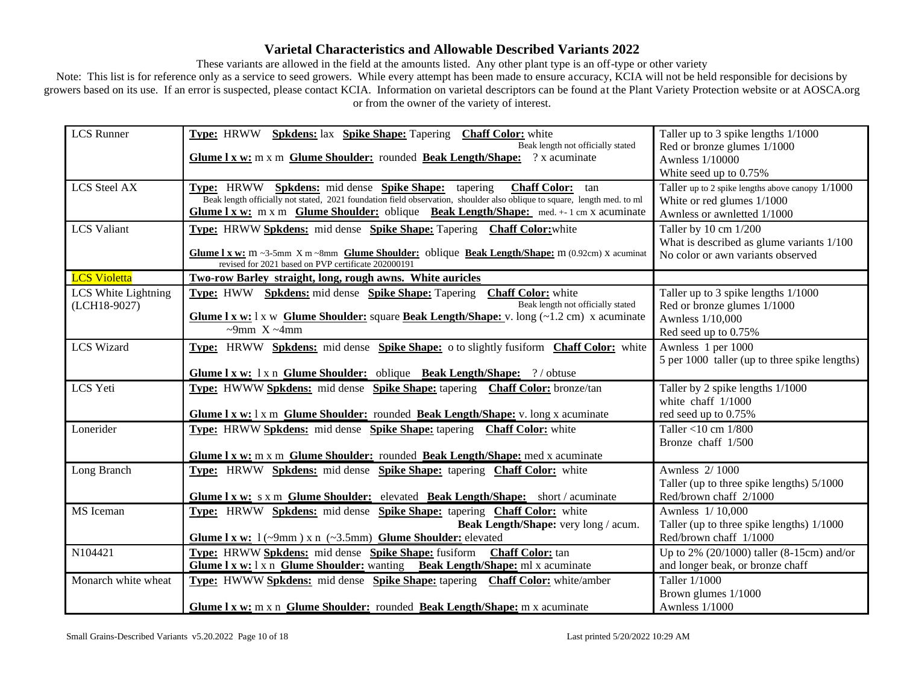# Varietal Characteristics and Allowable Described Variants 2022

These variants are allowed in the field at the amounts listed. Any other plant type is an off-type or other variety

Note: This list is for reference only as a service to seed growers. While every attempt has been made to ensure accuracy, KCIA will not be held responsible for decisions by growers based on its use. If an error is suspected, please contact KCIA. Information on varietal descriptors can be found at the Plant Variety Protection website or at AOSCA.org or from the owner of the variety of interest.

| | | |
|---|---|---|
| LCS Runner | **Type:** HRWW **Spkdens:** lax **Spike Shape:** Tapering **Chaff Color:** white<br>Beak length not officially stated<br>**Glume l x w:** m x m **Glume Shoulder:** rounded **Beak Length/Shape:** ? x acuminate | Taller up to 3 spike lengths 1/1000<br>Red or bronze glumes 1/1000<br>Awnless 1/10000<br>White seed up to 0.75% |
| LCS Steel AX | **Type:** HRWW **Spkdens:** mid dense **Spike Shape:** tapering **Chaff Color:** tan<br>Beak length officially not stated, 2021 foundation field observation, shoulder also oblique to square, length med. to ml<br>**Glume l x w:** m x m **Glume Shoulder:** oblique **Beak Length/Shape:** med. +- 1 cm x acuminate | Taller up to 2 spike lengths above canopy 1/1000<br>White or red glumes 1/1000<br>Awnless or awnletted 1/1000 |
| LCS Valiant | **Type:** HRWW **Spkdens:** mid dense **Spike Shape:** Tapering **Chaff Color:**white<br>**Glume l x w:** m ~3-5mm X m ~8mm **Glume Shoulder:** oblique **Beak Length/Shape:** m (0.92cm) x acuminat<br>revised for 2021 based on PVP certificate 202000191 | Taller by 10 cm 1/200<br>What is described as glume variants 1/100<br>No color or awn variants observed |
| LCS Violetta | **Two-row Barley straight, long, rough awns. White auricles** | |
| LCS White Lightning (LCH18-9027) | **Type:** HWW **Spkdens:** mid dense **Spike Shape:** Tapering **Chaff Color:** white<br>Beak length not officially stated<br>**Glume l x w:** l x w **Glume Shoulder:** square **Beak Length/Shape:** v. long (~1.2 cm) x acuminate<br>~9mm X ~4mm | Taller up to 3 spike lengths 1/1000<br>Red or bronze glumes 1/1000<br>Awnless 1/10,000<br>Red seed up to 0.75% |
| LCS Wizard | **Type:** HRWW **Spkdens:** mid dense **Spike Shape:** o to slightly fusiform **Chaff Color:** white<br>**Glume l x w:** l x n **Glume Shoulder:** oblique **Beak Length/Shape:** ? / obtuse | Awnless 1 per 1000<br>5 per 1000 taller (up to three spike lengths) |
| LCS Yeti | **Type:** HWWW **Spkdens:** mid dense **Spike Shape:** tapering **Chaff Color:** bronze/tan<br>**Glume l x w:** l x m **Glume Shoulder:** rounded **Beak Length/Shape:** v. long x acuminate | Taller by 2 spike lengths 1/1000<br>white chaff 1/1000<br>red seed up to 0.75% |
| Lonerider | **Type:** HRWW **Spkdens:** mid dense **Spike Shape:** tapering **Chaff Color:** white<br>**Glume l x w:** m x m **Glume Shoulder:** rounded **Beak Length/Shape:** med x acuminate | Taller <10 cm 1/800<br>Bronze chaff 1/500 |
| Long Branch | **Type:** HRWW **Spkdens:** mid dense **Spike Shape:** tapering **Chaff Color:** white<br>**Glume l x w:** s x m **Glume Shoulder:** elevated **Beak Length/Shape:** short / acuminate | Awnless 2/ 1000<br>Taller (up to three spike lengths) 5/1000<br>Red/brown chaff 2/1000 |
| MS Iceman | **Type:** HRWW **Spkdens:** mid dense **Spike Shape:** tapering **Chaff Color:** white<br>**Beak Length/Shape:** very long / acum.<br>**Glume l x w:** l (~9mm ) x n (~3.5mm) **Glume Shoulder:** elevated | Awnless 1/ 10,000<br>Taller (up to three spike lengths) 1/1000<br>Red/brown chaff 1/1000 |
| N104421 | **Type:** HRWW **Spkdens:** mid dense **Spike Shape:** fusiform **Chaff Color:** tan<br>**Glume l x w:** l x n **Glume Shoulder:** wanting **Beak Length/Shape:** ml x acuminate | Up to 2% (20/1000) taller (8-15cm) and/or and longer beak, or bronze chaff |
| Monarch white wheat | **Type:** HWWW **Spkdens:** mid dense **Spike Shape:** tapering **Chaff Color:** white/amber<br>**Glume l x w:** m x n **Glume Shoulder:** rounded **Beak Length/Shape:** m x acuminate | Taller 1/1000<br>Brown glumes 1/1000<br>Awnless 1/1000 |

Small Grains-Described Variants v5.20.2022 Last printed 5/20/2022 10:29 AM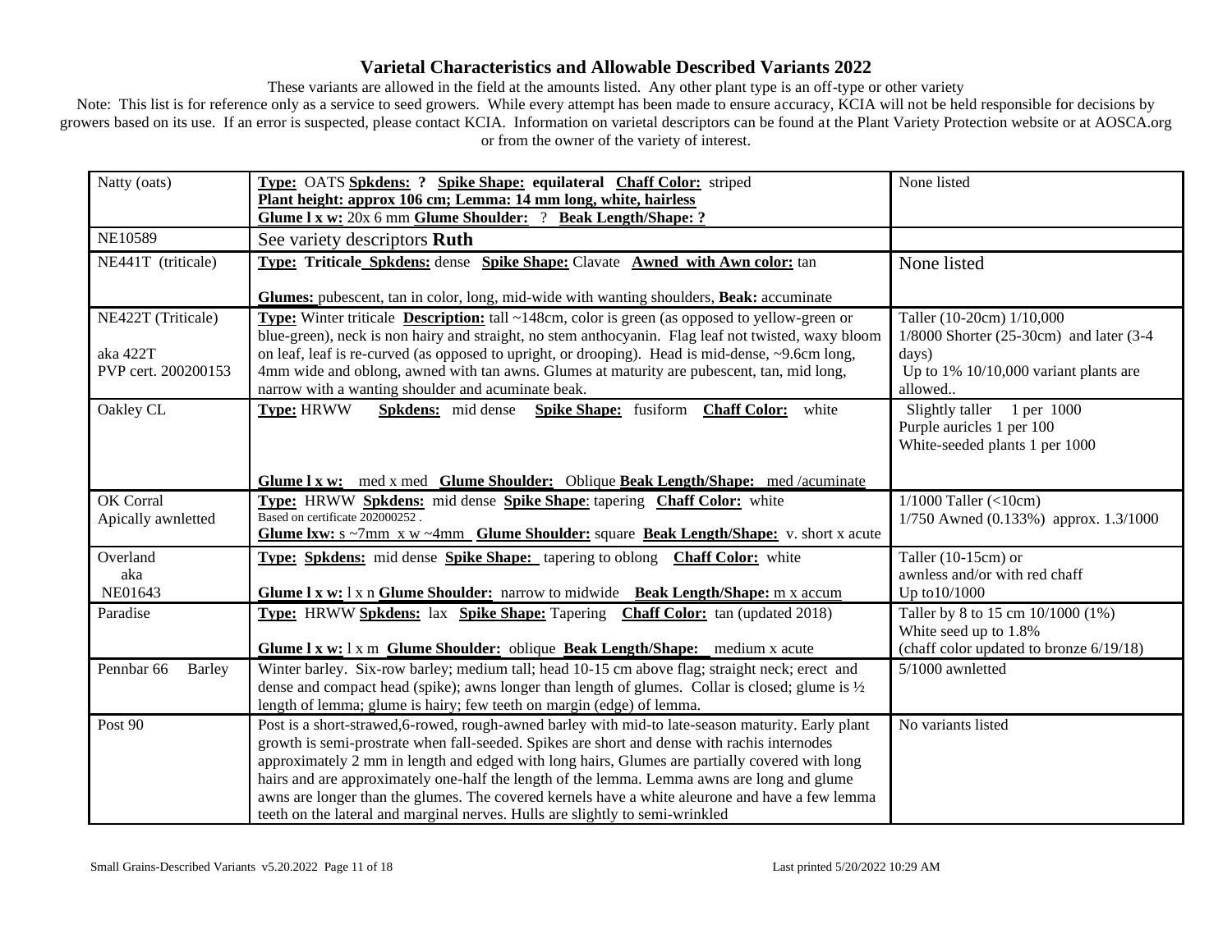# Varietal Characteristics and Allowable Described Variants 2022

These variants are allowed in the field at the amounts listed. Any other plant type is an off-type or other variety

Note: This list is for reference only as a service to seed growers. While every attempt has been made to ensure accuracy, KCIA will not be held responsible for decisions by growers based on its use. If an error is suspected, please contact KCIA. Information on varietal descriptors can be found at the Plant Variety Protection website or at AOSCA.org or from the owner of the variety of interest.

| Variety | Description | Allowable Variants |
|---|---|---|
| Natty (oats) | **Type:** OATS **Spkdens: ?** **Spike Shape: equilateral** **Chaff Color:** striped<br>**Plant height: approx 106 cm; Lemma: 14 mm long, white, hairless**<br>**Glume l x w:** 20x 6 mm **Glume Shoulder:** ? **Beak Length/Shape: ?** | None listed |
| NE10589 | See variety descriptors **Ruth** | |
| NE441T (triticale) | **Type: Triticale Spkdens:** dense **Spike Shape:** Clavate **Awned with Awn color:** tan<br><br>**Glumes:** pubescent, tan in color, long, mid-wide with wanting shoulders, **Beak:** acuminate | None listed |
| NE422T (Triticale)<br><br>aka 422T<br>PVP cert. 200200153 | **Type:** Winter triticale **Description:** tall ~148cm, color is green (as opposed to yellow-green or blue-green), neck is non hairy and straight, no stem anthocyanin. Flag leaf not twisted, waxy bloom on leaf, leaf is re-curved (as opposed to upright, or drooping). Head is mid-dense, ~9.6cm long, 4mm wide and oblong, awned with tan awns. Glumes at maturity are pubescent, tan, mid long, narrow with a wanting shoulder and acuminate beak. | Taller (10-20cm) 1/10,000<br>1/8000 Shorter (25-30cm) and later (3-4 days)<br>Up to 1% 10/10,000 variant plants are allowed.. |
| Oakley CL | **Type:** HRWW **Spkdens:** mid dense **Spike Shape:** fusiform **Chaff Color:** white<br><br>**Glume l x w:** med x med **Glume Shoulder:** Oblique **Beak Length/Shape:** med /acuminate | Slightly taller 1 per 1000<br>Purple auricles 1 per 100<br>White-seeded plants 1 per 1000 |
| OK Corral<br>Apically awnletted | **Type:** HRWW **Spkdens:** mid dense **Spike Shape**: tapering **Chaff Color:** white<br>Based on certificate 202000252 .<br>**Glume lxw:** s ~7mm x w ~4mm **Glume Shoulder:** square **Beak Length/Shape:** v. short x acute | 1/1000 Taller (<10cm)<br>1/750 Awned (0.133%) approx. 1.3/1000 |
| Overland<br>aka<br>NE01643 | **Type: Spkdens:** mid dense **Spike Shape:** tapering to oblong **Chaff Color:** white<br><br>**Glume l x w:** l x n **Glume Shoulder:** narrow to midwide **Beak Length/Shape:** m x accum | Taller (10-15cm) or<br>awnless and/or with red chaff<br>Up to10/1000 |
| Paradise | **Type:** HRWW **Spkdens:** lax **Spike Shape:** Tapering **Chaff Color:** tan (updated 2018)<br><br>**Glume l x w:** l x m **Glume Shoulder:** oblique **Beak Length/Shape:** medium x acute | Taller by 8 to 15 cm 10/1000 (1%)<br>White seed up to 1.8%<br>(chaff color updated to bronze 6/19/18) |
| Pennbar 66 Barley | Winter barley. Six-row barley; medium tall; head 10-15 cm above flag; straight neck; erect and dense and compact head (spike); awns longer than length of glumes. Collar is closed; glume is ½ length of lemma; glume is hairy; few teeth on margin (edge) of lemma. | 5/1000 awnletted |
| Post 90 | Post is a short-strawed,6-rowed, rough-awned barley with mid-to late-season maturity. Early plant growth is semi-prostrate when fall-seeded. Spikes are short and dense with rachis internodes approximately 2 mm in length and edged with long hairs, Glumes are partially covered with long hairs and are approximately one-half the length of the lemma. Lemma awns are long and glume awns are longer than the glumes. The covered kernels have a white aleurone and have a few lemma teeth on the lateral and marginal nerves. Hulls are slightly to semi-wrinkled | No variants listed |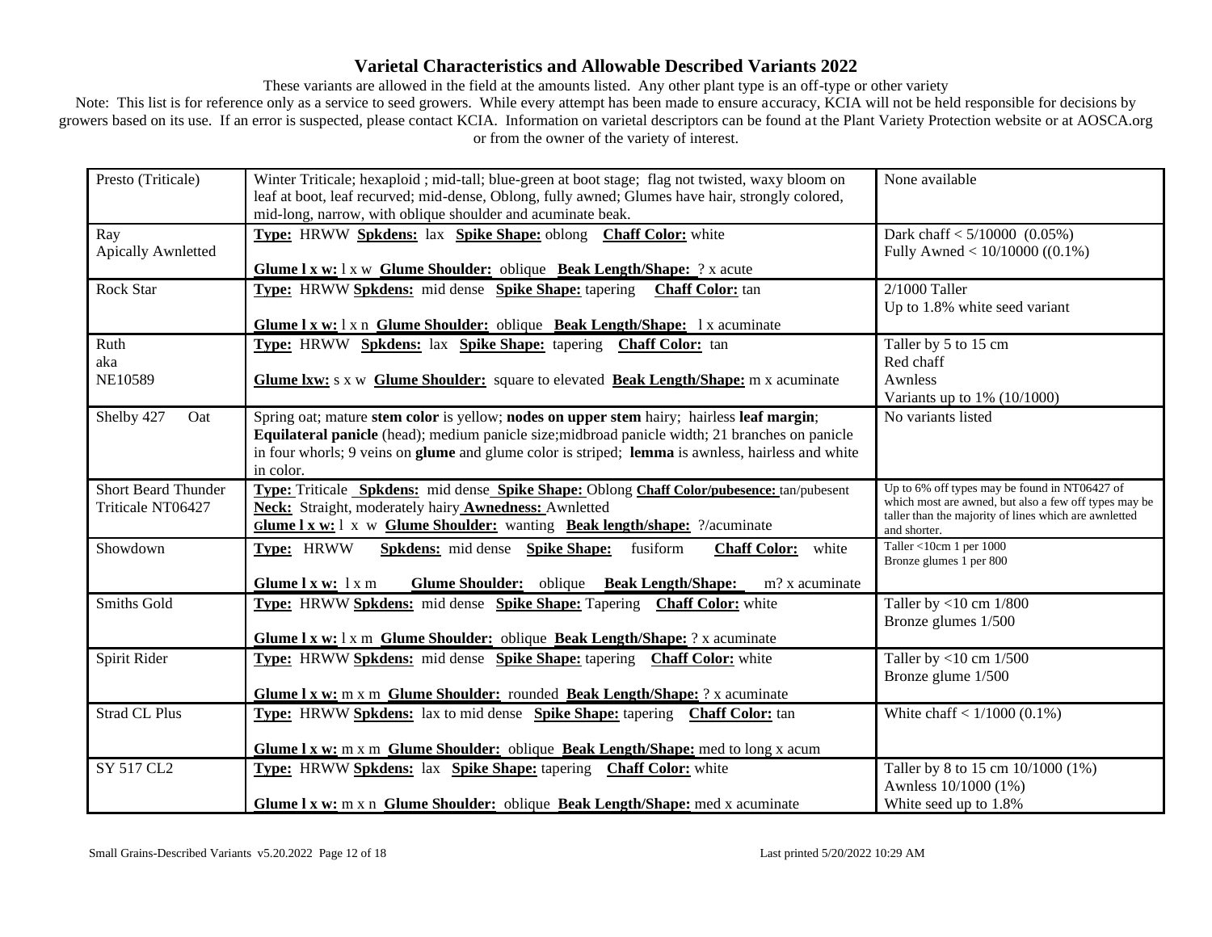# Varietal Characteristics and Allowable Described Variants 2022

These variants are allowed in the field at the amounts listed. Any other plant type is an off-type or other variety

Note: This list is for reference only as a service to seed growers. While every attempt has been made to ensure accuracy, KCIA will not be held responsible for decisions by growers based on its use. If an error is suspected, please contact KCIA. Information on varietal descriptors can be found at the Plant Variety Protection website or at AOSCA.org or from the owner of the variety of interest.

| Variety | Characteristics | Allowable Variants |
|---|---|---|
| Presto (Triticale) | Winter Triticale; hexaploid ; mid-tall; blue-green at boot stage; flag not twisted, waxy bloom on leaf at boot, leaf recurved; mid-dense, Oblong, fully awned; Glumes have hair, strongly colored, mid-long, narrow, with oblique shoulder and acuminate beak. | None available |
| Ray<br>Apically Awnletted | **Type:** HRWW **Spkdens:** lax **Spike Shape:** oblong **Chaff Color:** white<br>**Glume l x w:** l x w **Glume Shoulder:** oblique **Beak Length/Shape:** ? x acute | Dark chaff < 5/10000 (0.05%)<br>Fully Awned < 10/10000 ((0.1%) |
| Rock Star | **Type:** HRWW **Spkdens:** mid dense **Spike Shape:** tapering **Chaff Color:** tan<br>**Glume l x w:** l x n **Glume Shoulder:** oblique **Beak Length/Shape:** l x acuminate | 2/1000 Taller<br>Up to 1.8% white seed variant |
| Ruth<br>aka<br>NE10589 | **Type:** HRWW **Spkdens:** lax **Spike Shape:** tapering **Chaff Color:** tan<br>**Glume lxw:** s x w **Glume Shoulder:** square to elevated **Beak Length/Shape:** m x acuminate | Taller by 5 to 15 cm<br>Red chaff<br>Awnless<br>Variants up to 1% (10/1000) |
| Shelby 427 Oat | Spring oat; mature **stem color** is yellow; **nodes on upper stem** hairy; hairless **leaf margin**; **Equilateral panicle** (head); medium panicle size;midbroad panicle width; 21 branches on panicle in four whorls; 9 veins on **glume** and glume color is striped; **lemma** is awnless, hairless and white in color. | No variants listed |
| Short Beard Thunder<br>Triticale NT06427 | **Type:** Triticale **Spkdens:** mid dense **Spike Shape:** Oblong **Chaff Color/pubesence:** tan/pubesent<br>**Neck:** Straight, moderately hairy **Awnedness:** Awnletted<br>**Glume l x w:** l x w **Glume Shoulder:** wanting **Beak length/shape:** ?/acuminate | Up to 6% off types may be found in NT06427 of which most are awned, but also a few off types may be taller than the majority of lines which are awnletted and shorter. |
| Showdown | **Type:** HRWW **Spkdens:** mid dense **Spike Shape:** fusiform **Chaff Color:** white<br>**Glume l x w:** l x m **Glume Shoulder:** oblique **Beak Length/Shape:** m? x acuminate | Taller <10cm 1 per 1000<br>Bronze glumes 1 per 800 |
| Smiths Gold | **Type:** HRWW **Spkdens:** mid dense **Spike Shape:** Tapering **Chaff Color:** white<br>**Glume l x w:** l x m **Glume Shoulder:** oblique **Beak Length/Shape:** ? x acuminate | Taller by <10 cm 1/800<br>Bronze glumes 1/500 |
| Spirit Rider | **Type:** HRWW **Spkdens:** mid dense **Spike Shape:** tapering **Chaff Color:** white<br>**Glume l x w:** m x m **Glume Shoulder:** rounded **Beak Length/Shape:** ? x acuminate | Taller by <10 cm 1/500<br>Bronze glume 1/500 |
| Strad CL Plus | **Type:** HRWW **Spkdens:** lax to mid dense **Spike Shape:** tapering **Chaff Color:** tan<br>**Glume l x w:** m x m **Glume Shoulder:** oblique **Beak Length/Shape:** med to long x acum | White chaff < 1/1000 (0.1%) |
| SY 517 CL2 | **Type:** HRWW **Spkdens:** lax **Spike Shape:** tapering **Chaff Color:** white<br>**Glume l x w:** m x n **Glume Shoulder:** oblique **Beak Length/Shape:** med x acuminate | Taller by 8 to 15 cm 10/1000 (1%)<br>Awnless 10/1000 (1%)<br>White seed up to 1.8% |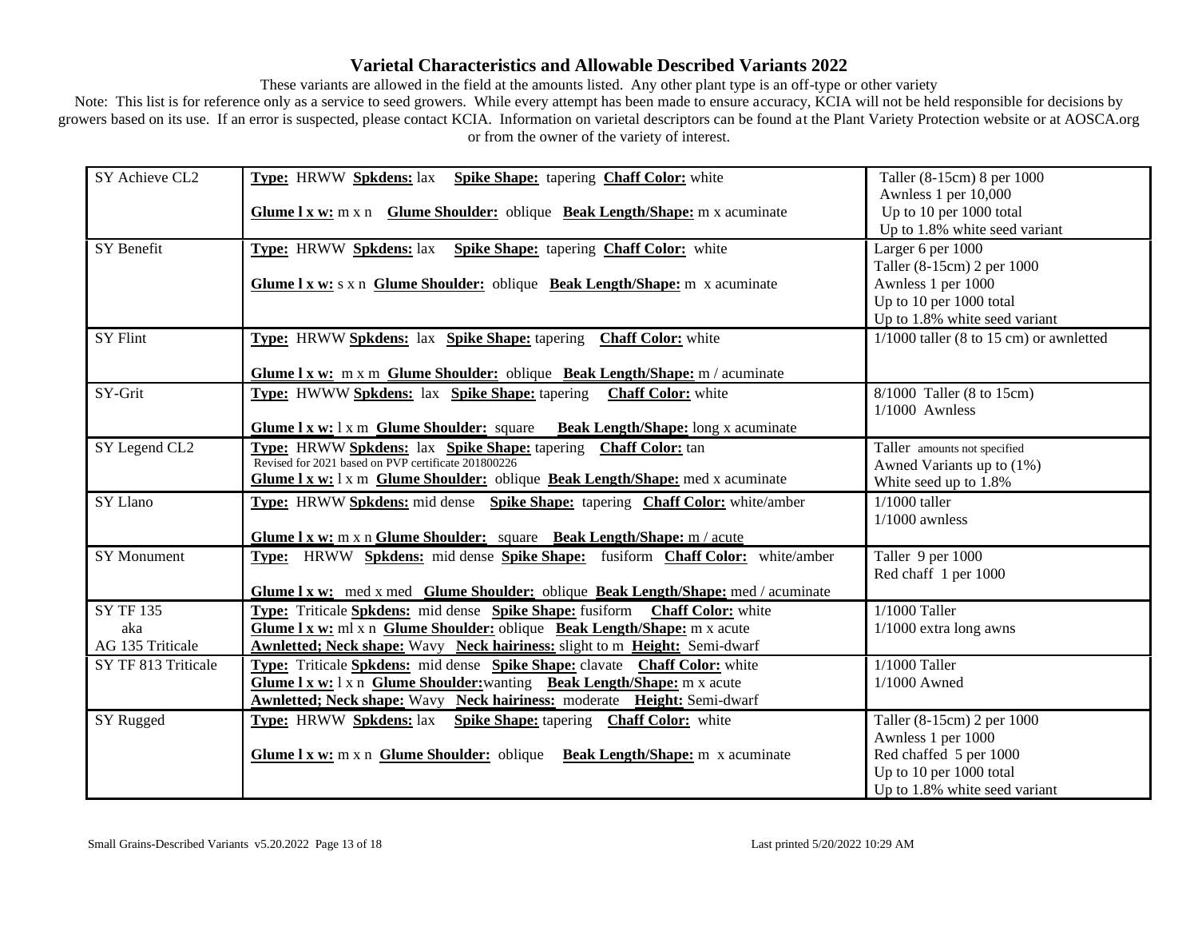# Varietal Characteristics and Allowable Described Variants 2022

These variants are allowed in the field at the amounts listed. Any other plant type is an off-type or other variety

Note: This list is for reference only as a service to seed growers. While every attempt has been made to ensure accuracy, KCIA will not be held responsible for decisions by growers based on its use. If an error is suspected, please contact KCIA. Information on varietal descriptors can be found at the Plant Variety Protection website or at AOSCA.org or from the owner of the variety of interest.

| Variety | Characteristics | Allowable Variants |
|---|---|---|
| SY Achieve CL2 | **Type:** HRWW **Spkdens:** lax **Spike Shape:** tapering **Chaff Color:** white<br><br>**Glume l x w:** m x n **Glume Shoulder:** oblique **Beak Length/Shape:** m x acuminate | Taller (8-15cm) 8 per 1000<br>Awnless 1 per 10,000<br>Up to 10 per 1000 total<br>Up to 1.8% white seed variant |
| SY Benefit | **Type:** HRWW **Spkdens:** lax **Spike Shape:** tapering **Chaff Color:** white<br><br>**Glume l x w:** s x n **Glume Shoulder:** oblique **Beak Length/Shape:** m x acuminate | Larger 6 per 1000<br>Taller (8-15cm) 2 per 1000<br>Awnless 1 per 1000<br>Up to 10 per 1000 total<br>Up to 1.8% white seed variant |
| SY Flint | **Type:** HRWW **Spkdens:** lax **Spike Shape:** tapering **Chaff Color:** white<br><br>**Glume l x w:** m x m **Glume Shoulder:** oblique **Beak Length/Shape:** m / acuminate | 1/1000 taller (8 to 15 cm) or awnletted |
| SY-Grit | **Type:** HWWW **Spkdens:** lax **Spike Shape:** tapering **Chaff Color:** white<br><br>**Glume l x w:** l x m **Glume Shoulder:** square **Beak Length/Shape:** long x acuminate | 8/1000 Taller (8 to 15cm)<br>1/1000 Awnless |
| SY Legend CL2 | **Type:** HRWW **Spkdens:** lax **Spike Shape:** tapering **Chaff Color:** tan<br>Revised for 2021 based on PVP certificate 201800226<br>**Glume l x w:** l x m **Glume Shoulder:** oblique **Beak Length/Shape:** med x acuminate | Taller amounts not specified<br>Awned Variants up to (1%)<br>White seed up to 1.8% |
| SY Llano | **Type:** HRWW **Spkdens:** mid dense **Spike Shape:** tapering **Chaff Color:** white/amber<br><br>**Glume l x w:** m x n **Glume Shoulder:** square **Beak Length/Shape:** m / acute | 1/1000 taller<br>1/1000 awnless |
| SY Monument | **Type:** HRWW **Spkdens:** mid dense **Spike Shape:** fusiform **Chaff Color:** white/amber<br><br>**Glume l x w:** med x med **Glume Shoulder:** oblique **Beak Length/Shape:** med / acuminate | Taller 9 per 1000<br>Red chaff 1 per 1000 |
| SY TF 135<br>aka<br>AG 135 Triticale | **Type:** Triticale **Spkdens:** mid dense **Spike Shape:** fusiform **Chaff Color:** white<br>**Glume l x w:** ml x n **Glume Shoulder:** oblique **Beak Length/Shape:** m x acute<br>**Awnletted; Neck shape:** Wavy **Neck hairiness:** slight to m **Height:** Semi-dwarf | 1/1000 Taller<br>1/1000 extra long awns |
| SY TF 813 Triticale | **Type:** Triticale **Spkdens:** mid dense **Spike Shape:** clavate **Chaff Color:** white<br>**Glume l x w:** l x n **Glume Shoulder:** wanting **Beak Length/Shape:** m x acute<br>**Awnletted; Neck shape:** Wavy **Neck hairiness:** moderate **Height:** Semi-dwarf | 1/1000 Taller<br>1/1000 Awned |
| SY Rugged | **Type:** HRWW **Spkdens:** lax **Spike Shape:** tapering **Chaff Color:** white<br><br>**Glume l x w:** m x n **Glume Shoulder:** oblique **Beak Length/Shape:** m x acuminate | Taller (8-15cm) 2 per 1000<br>Awnless 1 per 1000<br>Red chaffed 5 per 1000<br>Up to 10 per 1000 total<br>Up to 1.8% white seed variant |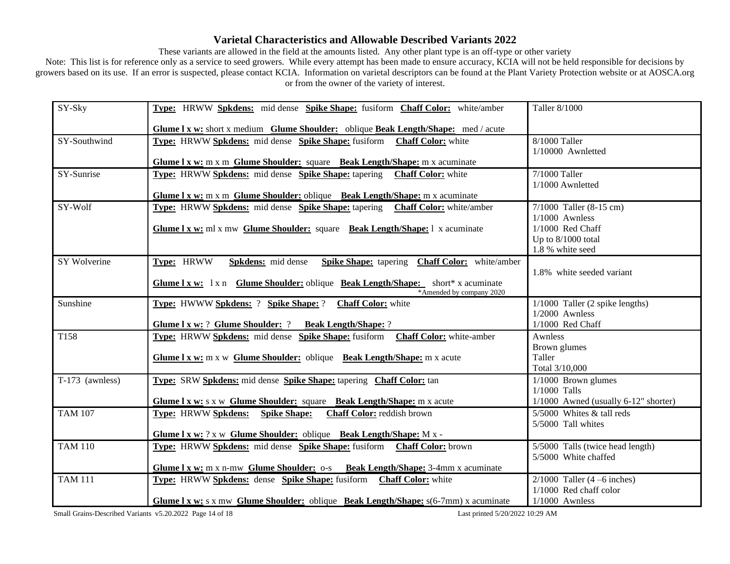# Varietal Characteristics and Allowable Described Variants 2022

These variants are allowed in the field at the amounts listed. Any other plant type is an off-type or other variety

Note: This list is for reference only as a service to seed growers. While every attempt has been made to ensure accuracy, KCIA will not be held responsible for decisions by growers based on its use. If an error is suspected, please contact KCIA. Information on varietal descriptors can be found at the Plant Variety Protection website or at AOSCA.org or from the owner of the variety of interest.

| Variety | Characteristics | Allowable Variants |
|---|---|---|
| SY-Sky | **Type:** HRWW **Spkdens:** mid dense **Spike Shape:** fusiform **Chaff Color:** white/amber<br>**Glume l x w:** short x medium **Glume Shoulder:** oblique **Beak Length/Shape:** med / acute | Taller 8/1000 |
| SY-Southwind | **Type:** HRWW **Spkdens:** mid dense **Spike Shape:** fusiform **Chaff Color:** white<br>**Glume l x w:** m x m **Glume Shoulder:** square **Beak Length/Shape:** m x acuminate | 8/1000 Taller<br>1/10000 Awnletted |
| SY-Sunrise | **Type:** HRWW **Spkdens:** mid dense **Spike Shape:** tapering **Chaff Color:** white<br>**Glume l x w:** m x m **Glume Shoulder:** oblique **Beak Length/Shape:** m x acuminate | 7/1000 Taller<br>1/1000 Awnletted |
| SY-Wolf | **Type:** HRWW **Spkdens:** mid dense **Spike Shape:** tapering **Chaff Color:** white/amber<br>**Glume l x w:** ml x mw **Glume Shoulder:** square **Beak Length/Shape:** l x acuminate | 7/1000 Taller (8-15 cm)<br>1/1000 Awnless<br>1/1000 Red Chaff<br>Up to 8/1000 total<br>1.8 % white seed |
| SY Wolverine | **Type:** HRWW **Spkdens:** mid dense **Spike Shape:** tapering **Chaff Color:** white/amber<br>**Glume l x w:** l x n **Glume Shoulder:** oblique **Beak Length/Shape:** short* x acuminate<br>*Amended by company 2020 | 1.8% white seeded variant |
| Sunshine | **Type:** HWWW **Spkdens:** ? **Spike Shape:** ? **Chaff Color:** white<br>**Glume l x w:** ? **Glume Shoulder:** ? **Beak Length/Shape:** ? | 1/1000 Taller (2 spike lengths)<br>1/2000 Awnless<br>1/1000 Red Chaff |
| T158 | **Type:** HRWW **Spkdens:** mid dense **Spike Shape:** fusiform **Chaff Color:** white-amber<br>**Glume l x w:** m x w **Glume Shoulder:** oblique **Beak Length/Shape:** m x acute | Awnless<br>Brown glumes<br>Taller<br>Total 3/10,000 |
| T-173 (awnless) | **Type:** SRW **Spkdens:** mid dense **Spike Shape:** tapering **Chaff Color:** tan<br>**Glume l x w:** s x w **Glume Shoulder:** square **Beak Length/Shape:** m x acute | 1/1000 Brown glumes<br>1/1000 Talls<br>1/1000 Awned (usually 6-12" shorter) |
| TAM 107 | **Type:** HRWW **Spkdens:** **Spike Shape:** **Chaff Color:** reddish brown<br>**Glume l x w:** ? x w **Glume Shoulder:** oblique **Beak Length/Shape:** M x - | 5/5000 Whites & tall reds<br>5/5000 Tall whites |
| TAM 110 | **Type:** HRWW **Spkdens:** mid dense **Spike Shape:** fusiform **Chaff Color:** brown<br>**Glume l x w:** m x n-mw **Glume Shoulder:** o-s **Beak Length/Shape:** 3-4mm x acuminate | 5/5000 Talls (twice head length)<br>5/5000 White chaffed |
| TAM 111 | **Type:** HRWW **Spkdens:** dense **Spike Shape:** fusiform **Chaff Color:** white<br>**Glume l x w:** s x mw **Glume Shoulder:** oblique **Beak Length/Shape:** s(6-7mm) x acuminate | 2/1000 Taller (4 –6 inches)<br>1/1000 Red chaff color<br>1/1000 Awnless |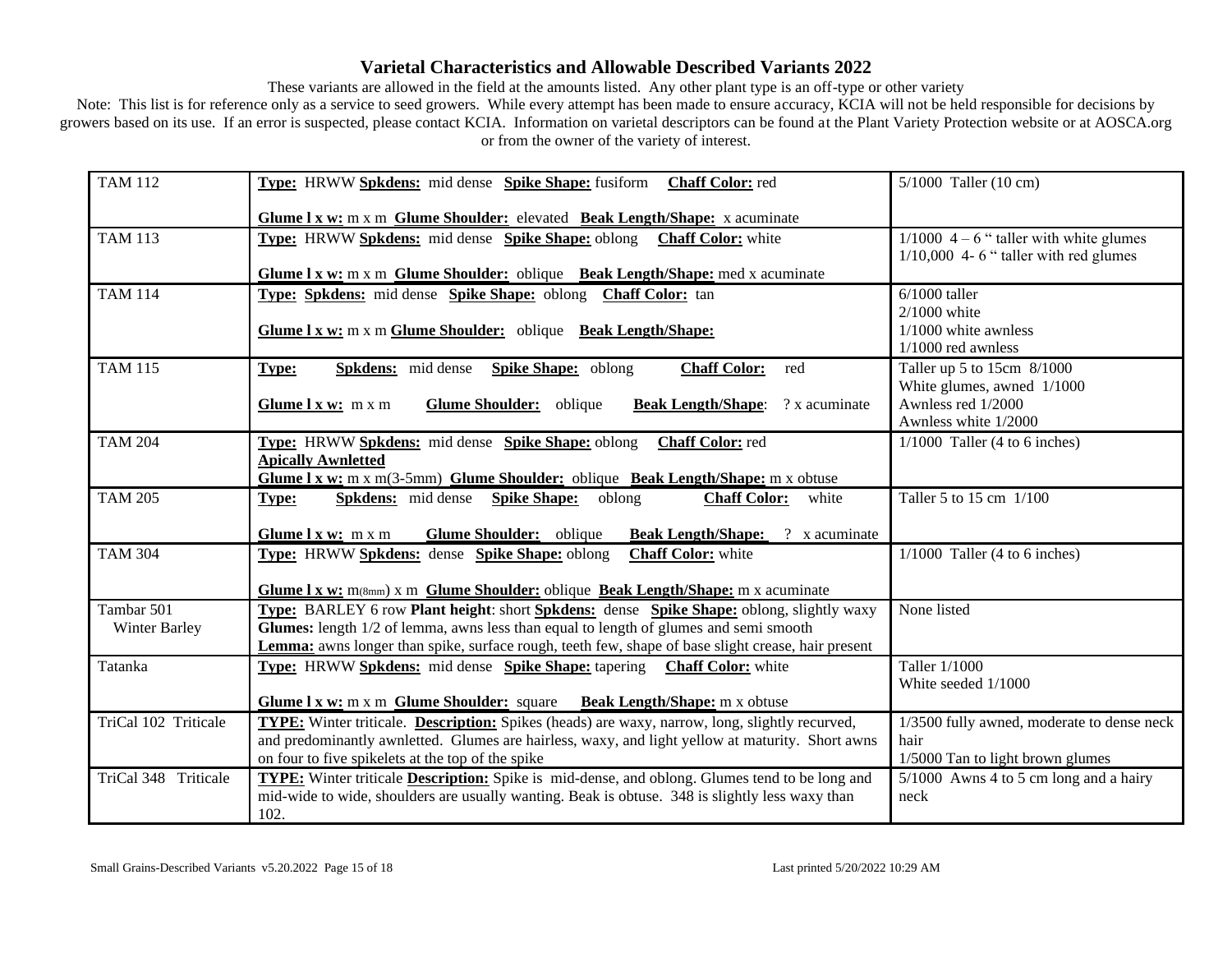# Varietal Characteristics and Allowable Described Variants 2022

These variants are allowed in the field at the amounts listed. Any other plant type is an off-type or other variety

Note: This list is for reference only as a service to seed growers. While every attempt has been made to ensure accuracy, KCIA will not be held responsible for decisions by growers based on its use. If an error is suspected, please contact KCIA. Information on varietal descriptors can be found at the Plant Variety Protection website or at AOSCA.org or from the owner of the variety of interest.

| | | |
|---|---|---|
| TAM 112 | **Type:** HRWW **Spkdens:** mid dense **Spike Shape:** fusiform **Chaff Color:** red<br><br>**Glume l x w:** m x m **Glume Shoulder:** elevated **Beak Length/Shape:** x acuminate | 5/1000 Taller (10 cm) |
| TAM 113 | **Type:** HRWW **Spkdens:** mid dense **Spike Shape:** oblong **Chaff Color:** white<br><br>**Glume l x w:** m x m **Glume Shoulder:** oblique **Beak Length/Shape:** med x acuminate | 1/1000 4 – 6 " taller with white glumes<br>1/10,000 4- 6 " taller with red glumes |
| TAM 114 | **Type: Spkdens:** mid dense **Spike Shape:** oblong **Chaff Color:** tan<br><br>**Glume l x w:** m x m **Glume Shoulder:** oblique **Beak Length/Shape:** | 6/1000 taller<br>2/1000 white<br>1/1000 white awnless<br>1/1000 red awnless |
| TAM 115 | **Type:** **Spkdens:** mid dense **Spike Shape:** oblong **Chaff Color:** red<br><br>**Glume l x w:** m x m **Glume Shoulder:** oblique **Beak Length/Shape**: ? x acuminate | Taller up 5 to 15cm 8/1000<br>White glumes, awned 1/1000<br>Awnless red 1/2000<br>Awnless white 1/2000 |
| TAM 204 | **Type:** HRWW **Spkdens:** mid dense **Spike Shape:** oblong **Chaff Color:** red<br>**Apically Awnletted**<br>**Glume l x w:** m x m(3-5mm) **Glume Shoulder:** oblique **Beak Length/Shape:** m x obtuse | 1/1000 Taller (4 to 6 inches) |
| TAM 205 | **Type:** **Spkdens:** mid dense **Spike Shape:** oblong **Chaff Color:** white<br><br>**Glume l x w:** m x m **Glume Shoulder:** oblique **Beak Length/Shape:** ? x acuminate | Taller 5 to 15 cm 1/100 |
| TAM 304 | **Type:** HRWW **Spkdens:** dense **Spike Shape:** oblong **Chaff Color:** white<br><br>**Glume l x w:** m(8mm) x m **Glume Shoulder:** oblique **Beak Length/Shape:** m x acuminate | 1/1000 Taller (4 to 6 inches) |
| Tambar 501<br>Winter Barley | **Type:** BARLEY 6 row **Plant height**: short **Spkdens:** dense **Spike Shape:** oblong, slightly waxy<br>**Glumes:** length 1/2 of lemma, awns less than equal to length of glumes and semi smooth<br>**Lemma:** awns longer than spike, surface rough, teeth few, shape of base slight crease, hair present | None listed |
| Tatanka | **Type:** HRWW **Spkdens:** mid dense **Spike Shape:** tapering **Chaff Color:** white<br><br>**Glume l x w:** m x m **Glume Shoulder:** square **Beak Length/Shape:** m x obtuse | Taller 1/1000<br>White seeded 1/1000 |
| TriCal 102 Triticale | **TYPE:** Winter triticale. **Description:** Spikes (heads) are waxy, narrow, long, slightly recurved, and predominantly awnletted. Glumes are hairless, waxy, and light yellow at maturity. Short awns on four to five spikelets at the top of the spike | 1/3500 fully awned, moderate to dense neck hair<br>1/5000 Tan to light brown glumes |
| TriCal 348 Triticale | **TYPE:** Winter triticale **Description:** Spike is mid-dense, and oblong. Glumes tend to be long and mid-wide to wide, shoulders are usually wanting. Beak is obtuse. 348 is slightly less waxy than 102. | 5/1000 Awns 4 to 5 cm long and a hairy neck |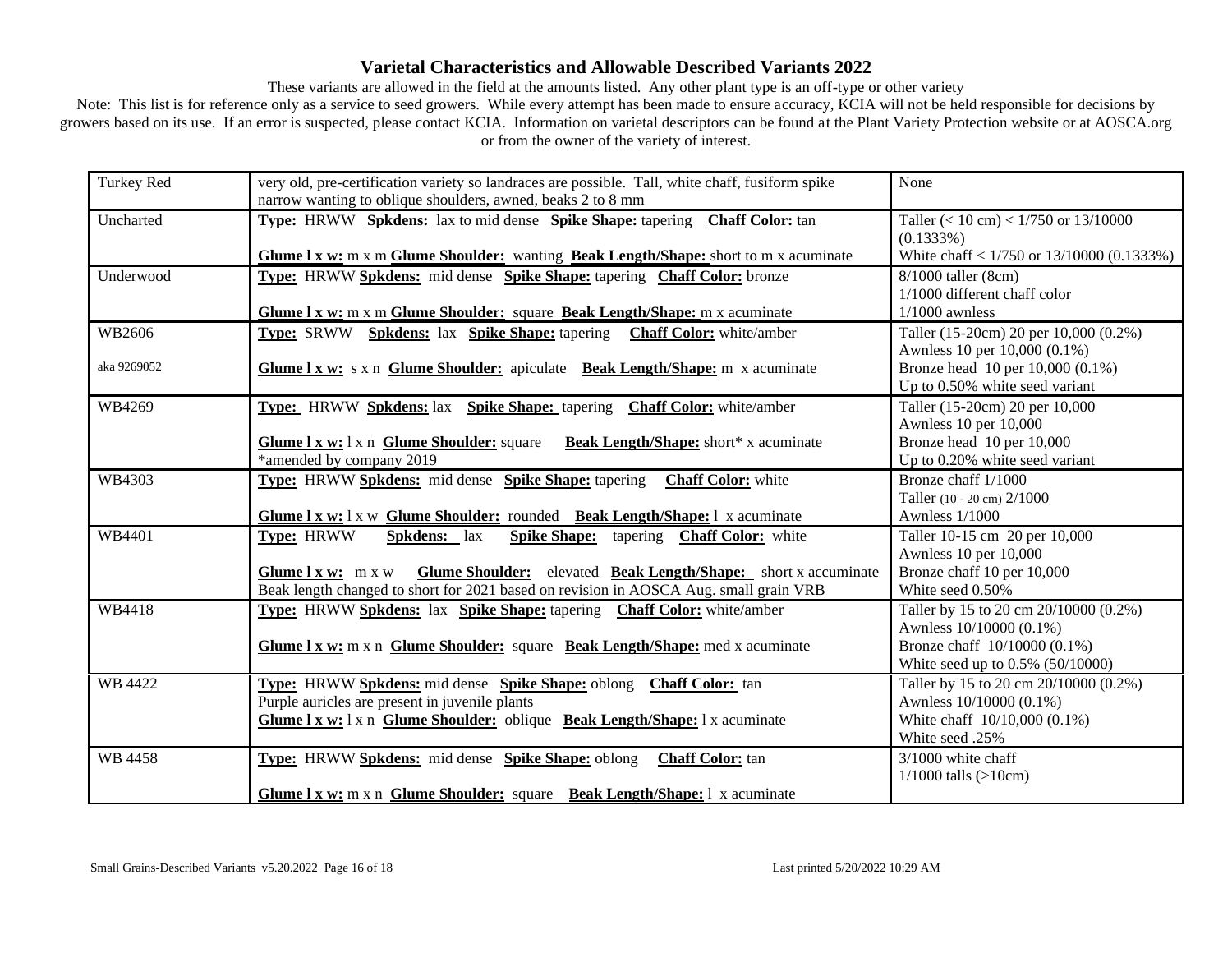# Varietal Characteristics and Allowable Described Variants 2022

These variants are allowed in the field at the amounts listed. Any other plant type is an off-type or other variety

Note: This list is for reference only as a service to seed growers. While every attempt has been made to ensure accuracy, KCIA will not be held responsible for decisions by growers based on its use. If an error is suspected, please contact KCIA. Information on varietal descriptors can be found at the Plant Variety Protection website or at AOSCA.org or from the owner of the variety of interest.

| | | |
|---|---|---|
| Turkey Red | very old, pre-certification variety so landraces are possible. Tall, white chaff, fusiform spike narrow wanting to oblique shoulders, awned, beaks 2 to 8 mm | None |
| Uncharted | **Type:** HRWW **Spkdens:** lax to mid dense **Spike Shape:** tapering **Chaff Color:** tan<br>**Glume l x w:** m x m **Glume Shoulder:** wanting **Beak Length/Shape:** short to m x acuminate | Taller (< 10 cm) < 1/750 or 13/10000 (0.1333%)<br>White chaff < 1/750 or 13/10000 (0.1333%) |
| Underwood | **Type:** HRWW **Spkdens:** mid dense **Spike Shape:** tapering **Chaff Color:** bronze<br>**Glume l x w:** m x m **Glume Shoulder:** square **Beak Length/Shape:** m x acuminate | 8/1000 taller (8cm)<br>1/1000 different chaff color<br>1/1000 awnless |
| WB2606<br>aka 9269052 | **Type:** SRWW **Spkdens:** lax **Spike Shape:** tapering **Chaff Color:** white/amber<br>**Glume l x w:** s x n **Glume Shoulder:** apiculate **Beak Length/Shape:** m x acuminate | Taller (15-20cm) 20 per 10,000 (0.2%)<br>Awnless 10 per 10,000 (0.1%)<br>Bronze head 10 per 10,000 (0.1%)<br>Up to 0.50% white seed variant |
| WB4269 | **Type:** HRWW **Spkdens:** lax **Spike Shape:** tapering **Chaff Color:** white/amber<br>**Glume l x w:** l x n **Glume Shoulder:** square **Beak Length/Shape:** short* x acuminate<br>*amended by company 2019 | Taller (15-20cm) 20 per 10,000<br>Awnless 10 per 10,000<br>Bronze head 10 per 10,000<br>Up to 0.20% white seed variant |
| WB4303 | **Type:** HRWW **Spkdens:** mid dense **Spike Shape:** tapering **Chaff Color:** white<br>**Glume l x w:** l x w **Glume Shoulder:** rounded **Beak Length/Shape:** l x acuminate | Bronze chaff 1/1000<br>Taller (10 - 20 cm) 2/1000<br>Awnless 1/1000 |
| WB4401 | **Type:** HRWW **Spkdens:** lax **Spike Shape:** tapering **Chaff Color:** white<br>**Glume l x w:** m x w **Glume Shoulder:** elevated **Beak Length/Shape:** short x acuminate<br>Beak length changed to short for 2021 based on revision in AOSCA Aug. small grain VRB | Taller 10-15 cm 20 per 10,000<br>Awnless 10 per 10,000<br>Bronze chaff 10 per 10,000<br>White seed 0.50% |
| WB4418 | **Type:** HRWW **Spkdens:** lax **Spike Shape:** tapering **Chaff Color:** white/amber<br>**Glume l x w:** m x n **Glume Shoulder:** square **Beak Length/Shape:** med x acuminate | Taller by 15 to 20 cm 20/10000 (0.2%)<br>Awnless 10/10000 (0.1%)<br>Bronze chaff 10/10000 (0.1%)<br>White seed up to 0.5% (50/10000) |
| WB 4422 | **Type:** HRWW **Spkdens:** mid dense **Spike Shape:** oblong **Chaff Color:** tan<br>Purple auricles are present in juvenile plants<br>**Glume l x w:** l x n **Glume Shoulder:** oblique **Beak Length/Shape:** l x acuminate | Taller by 15 to 20 cm 20/10000 (0.2%)<br>Awnless 10/10000 (0.1%)<br>White chaff 10/10,000 (0.1%)<br>White seed .25% |
| WB 4458 | **Type:** HRWW **Spkdens:** mid dense **Spike Shape:** oblong **Chaff Color:** tan<br>**Glume l x w:** m x n **Glume Shoulder:** square **Beak Length/Shape:** l x acuminate | 3/1000 white chaff<br>1/1000 talls (>10cm) |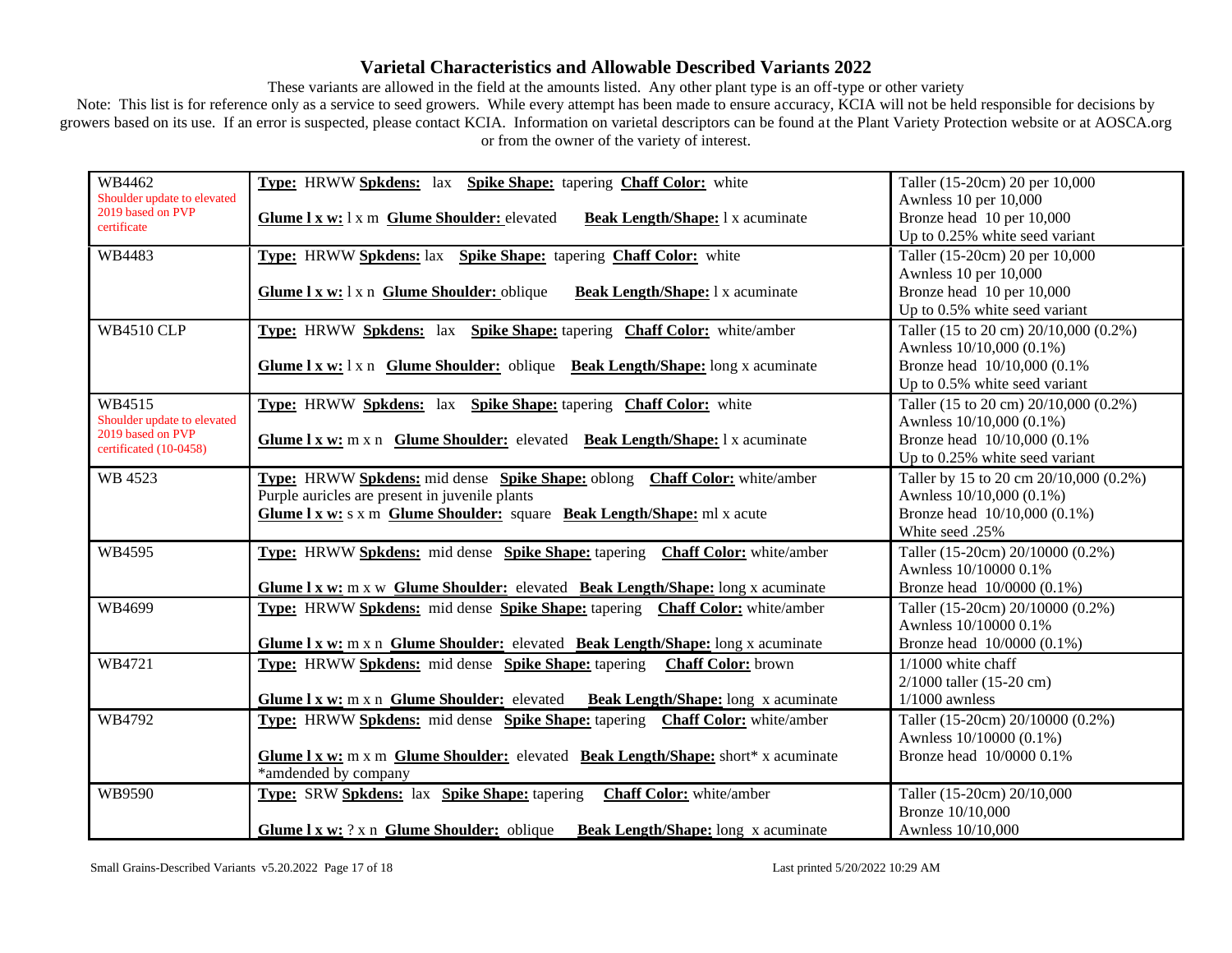# Varietal Characteristics and Allowable Described Variants 2022

These variants are allowed in the field at the amounts listed. Any other plant type is an off-type or other variety

Note: This list is for reference only as a service to seed growers. While every attempt has been made to ensure accuracy, KCIA will not be held responsible for decisions by growers based on its use. If an error is suspected, please contact KCIA. Information on varietal descriptors can be found at the Plant Variety Protection website or at AOSCA.org or from the owner of the variety of interest.

| Variety | Characteristics | Allowable Variants |
|---|---|---|
| WB4462<br>Shoulder update to elevated 2019 based on PVP certificate | **Type:** HRWW **Spkdens:** lax **Spike Shape:** tapering **Chaff Color:** white<br>**Glume l x w:** l x m **Glume Shoulder:** elevated **Beak Length/Shape:** l x acuminate | Taller (15-20cm) 20 per 10,000<br>Awnless 10 per 10,000<br>Bronze head 10 per 10,000<br>Up to 0.25% white seed variant |
| WB4483 | **Type:** HRWW **Spkdens:** lax **Spike Shape:** tapering **Chaff Color:** white<br>**Glume l x w:** l x n **Glume Shoulder:** oblique **Beak Length/Shape:** l x acuminate | Taller (15-20cm) 20 per 10,000<br>Awnless 10 per 10,000<br>Bronze head 10 per 10,000<br>Up to 0.5% white seed variant |
| WB4510 CLP | **Type:** HRWW **Spkdens:** lax **Spike Shape:** tapering **Chaff Color:** white/amber<br>**Glume l x w:** l x n **Glume Shoulder:** oblique **Beak Length/Shape:** long x acuminate | Taller (15 to 20 cm) 20/10,000 (0.2%)<br>Awnless 10/10,000 (0.1%)<br>Bronze head 10/10,000 (0.1%<br>Up to 0.5% white seed variant |
| WB4515<br>Shoulder update to elevated 2019 based on PVP certificated (10-0458) | **Type:** HRWW **Spkdens:** lax **Spike Shape:** tapering **Chaff Color:** white<br>**Glume l x w:** m x n **Glume Shoulder:** elevated **Beak Length/Shape:** l x acuminate | Taller (15 to 20 cm) 20/10,000 (0.2%)<br>Awnless 10/10,000 (0.1%)<br>Bronze head 10/10,000 (0.1%<br>Up to 0.25% white seed variant |
| WB 4523 | **Type:** HRWW **Spkdens:** mid dense **Spike Shape:** oblong **Chaff Color:** white/amber<br>Purple auricles are present in juvenile plants<br>**Glume l x w:** s x m **Glume Shoulder:** square **Beak Length/Shape:** ml x acute | Taller by 15 to 20 cm 20/10,000 (0.2%)<br>Awnless 10/10,000 (0.1%)<br>Bronze head 10/10,000 (0.1%)<br>White seed .25% |
| WB4595 | **Type:** HRWW **Spkdens:** mid dense **Spike Shape:** tapering **Chaff Color:** white/amber<br>**Glume l x w:** m x w **Glume Shoulder:** elevated **Beak Length/Shape:** long x acuminate | Taller (15-20cm) 20/10000 (0.2%)<br>Awnless 10/10000 0.1%<br>Bronze head 10/0000 (0.1%) |
| WB4699 | **Type:** HRWW **Spkdens:** mid dense **Spike Shape:** tapering **Chaff Color:** white/amber<br>**Glume l x w:** m x n **Glume Shoulder:** elevated **Beak Length/Shape:** long x acuminate | Taller (15-20cm) 20/10000 (0.2%)<br>Awnless 10/10000 0.1%<br>Bronze head 10/0000 (0.1%) |
| WB4721 | **Type:** HRWW **Spkdens:** mid dense **Spike Shape:** tapering **Chaff Color:** brown<br>**Glume l x w:** m x n **Glume Shoulder:** elevated **Beak Length/Shape:** long x acuminate | 1/1000 white chaff<br>2/1000 taller (15-20 cm)<br>1/1000 awnless |
| WB4792 | **Type:** HRWW **Spkdens:** mid dense **Spike Shape:** tapering **Chaff Color:** white/amber<br>**Glume l x w:** m x m **Glume Shoulder:** elevated **Beak Length/Shape:** short* x acuminate<br>*amdended by company | Taller (15-20cm) 20/10000 (0.2%)<br>Awnless 10/10000 (0.1%)<br>Bronze head 10/0000 0.1% |
| WB9590 | **Type:** SRW **Spkdens:** lax **Spike Shape:** tapering **Chaff Color:** white/amber<br>**Glume l x w:** ? x n **Glume Shoulder:** oblique **Beak Length/Shape:** long x acuminate | Taller (15-20cm) 20/10,000<br>Bronze 10/10,000<br>Awnless 10/10,000 |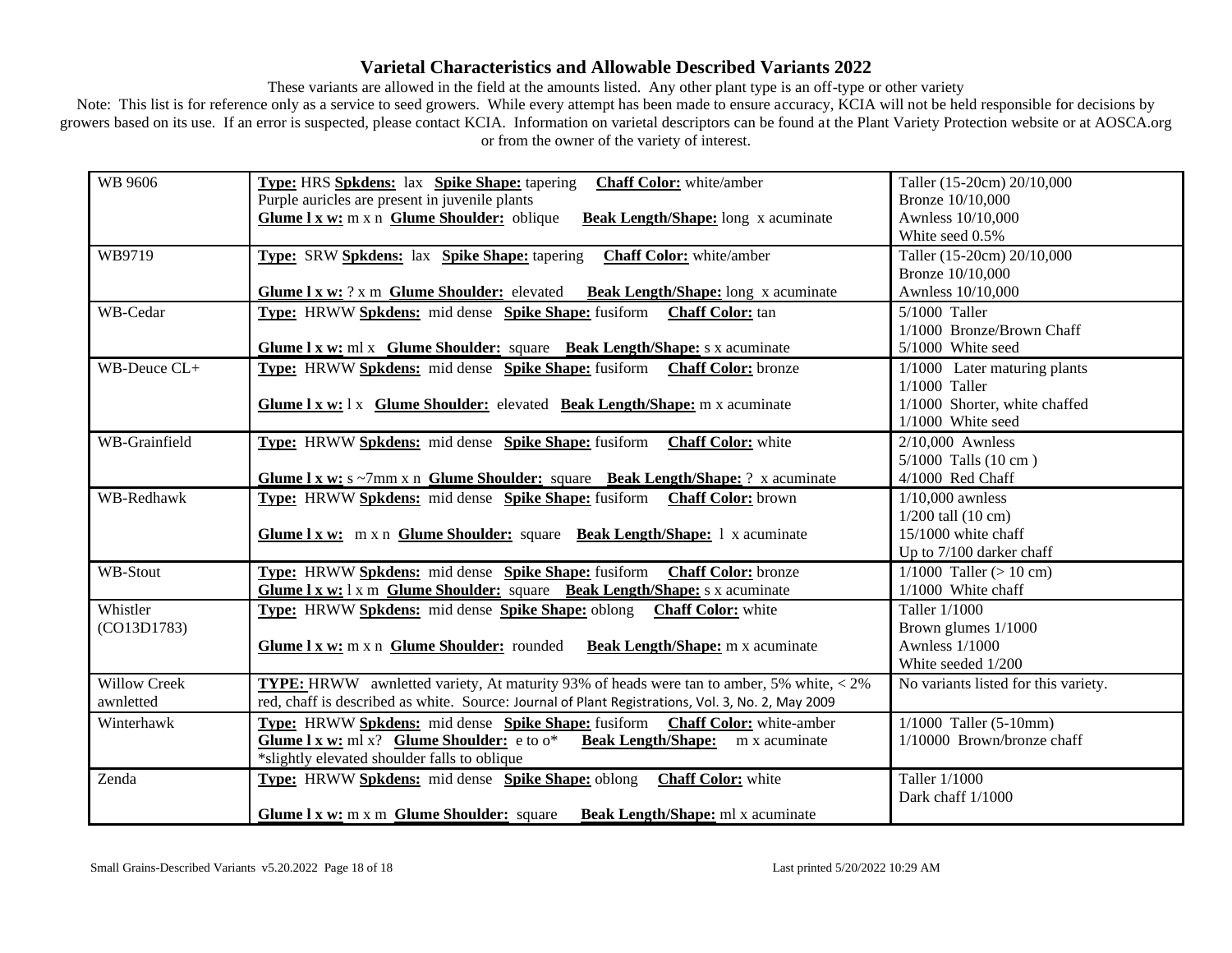## Varietal Characteristics and Allowable Described Variants 2022

These variants are allowed in the field at the amounts listed. Any other plant type is an off-type or other variety

Note: This list is for reference only as a service to seed growers. While every attempt has been made to ensure accuracy, KCIA will not be held responsible for decisions by growers based on its use. If an error is suspected, please contact KCIA. Information on varietal descriptors can be found at the Plant Variety Protection website or at AOSCA.org or from the owner of the variety of interest.

| | | |
|---|---|---|
| WB 9606 | **Type:** HRS **Spkdens:** lax **Spike Shape:** tapering **Chaff Color:** white/amber<br>Purple auricles are present in juvenile plants<br>**Glume l x w:** m x n **Glume Shoulder:** oblique **Beak Length/Shape:** long x acuminate | Taller (15-20cm) 20/10,000<br>Bronze 10/10,000<br>Awnless 10/10,000<br>White seed 0.5% |
| WB9719 | **Type:** SRW **Spkdens:** lax **Spike Shape:** tapering **Chaff Color:** white/amber<br>**Glume l x w:** ? x m **Glume Shoulder:** elevated **Beak Length/Shape:** long x acuminate | Taller (15-20cm) 20/10,000<br>Bronze 10/10,000<br>Awnless 10/10,000 |
| WB-Cedar | **Type:** HRWW **Spkdens:** mid dense **Spike Shape:** fusiform **Chaff Color:** tan<br>**Glume l x w:** ml x **Glume Shoulder:** square **Beak Length/Shape:** s x acuminate | 5/1000 Taller<br>1/1000 Bronze/Brown Chaff<br>5/1000 White seed |
| WB-Deuce CL+ | **Type:** HRWW **Spkdens:** mid dense **Spike Shape:** fusiform **Chaff Color:** bronze<br>**Glume l x w:** l x **Glume Shoulder:** elevated **Beak Length/Shape:** m x acuminate | 1/1000 Later maturing plants<br>1/1000 Taller<br>1/1000 Shorter, white chaffed<br>1/1000 White seed |
| WB-Grainfield | **Type:** HRWW **Spkdens:** mid dense **Spike Shape:** fusiform **Chaff Color:** white<br>**Glume l x w:** s ~7mm x n **Glume Shoulder:** square **Beak Length/Shape:** ? x acuminate | 2/10,000 Awnless<br>5/1000 Talls (10 cm )<br>4/1000 Red Chaff |
| WB-Redhawk | **Type:** HRWW **Spkdens:** mid dense **Spike Shape:** fusiform **Chaff Color:** brown<br>**Glume l x w:** m x n **Glume Shoulder:** square **Beak Length/Shape:** l x acuminate | 1/10,000 awnless<br>1/200 tall (10 cm)<br>15/1000 white chaff<br>Up to 7/100 darker chaff |
| WB-Stout | **Type:** HRWW **Spkdens:** mid dense **Spike Shape:** fusiform **Chaff Color:** bronze<br>**Glume l x w:** l x m **Glume Shoulder:** square **Beak Length/Shape:** s x acuminate | 1/1000 Taller (> 10 cm)<br>1/1000 White chaff |
| Whistler (CO13D1783) | **Type:** HRWW **Spkdens:** mid dense **Spike Shape:** oblong **Chaff Color:** white<br>**Glume l x w:** m x n **Glume Shoulder:** rounded **Beak Length/Shape:** m x acuminate | Taller 1/1000<br>Brown glumes 1/1000<br>Awnless 1/1000<br>White seeded 1/200 |
| Willow Creek awnletted | **TYPE:** HRWW awnletted variety, At maturity 93% of heads were tan to amber, 5% white, < 2% red, chaff is described as white. Source: Journal of Plant Registrations, Vol. 3, No. 2, May 2009 | No variants listed for this variety. |
| Winterhawk | **Type:** HRWW **Spkdens:** mid dense **Spike Shape:** fusiform **Chaff Color:** white-amber<br>**Glume l x w:** ml x? **Glume Shoulder:** e to o* **Beak Length/Shape:** m x acuminate<br>*slightly elevated shoulder falls to oblique | 1/1000 Taller (5-10mm)<br>1/10000 Brown/bronze chaff |
| Zenda | **Type:** HRWW **Spkdens:** mid dense **Spike Shape:** oblong **Chaff Color:** white<br>**Glume l x w:** m x m **Glume Shoulder:** square **Beak Length/Shape:** ml x acuminate | Taller 1/1000<br>Dark chaff 1/1000 |